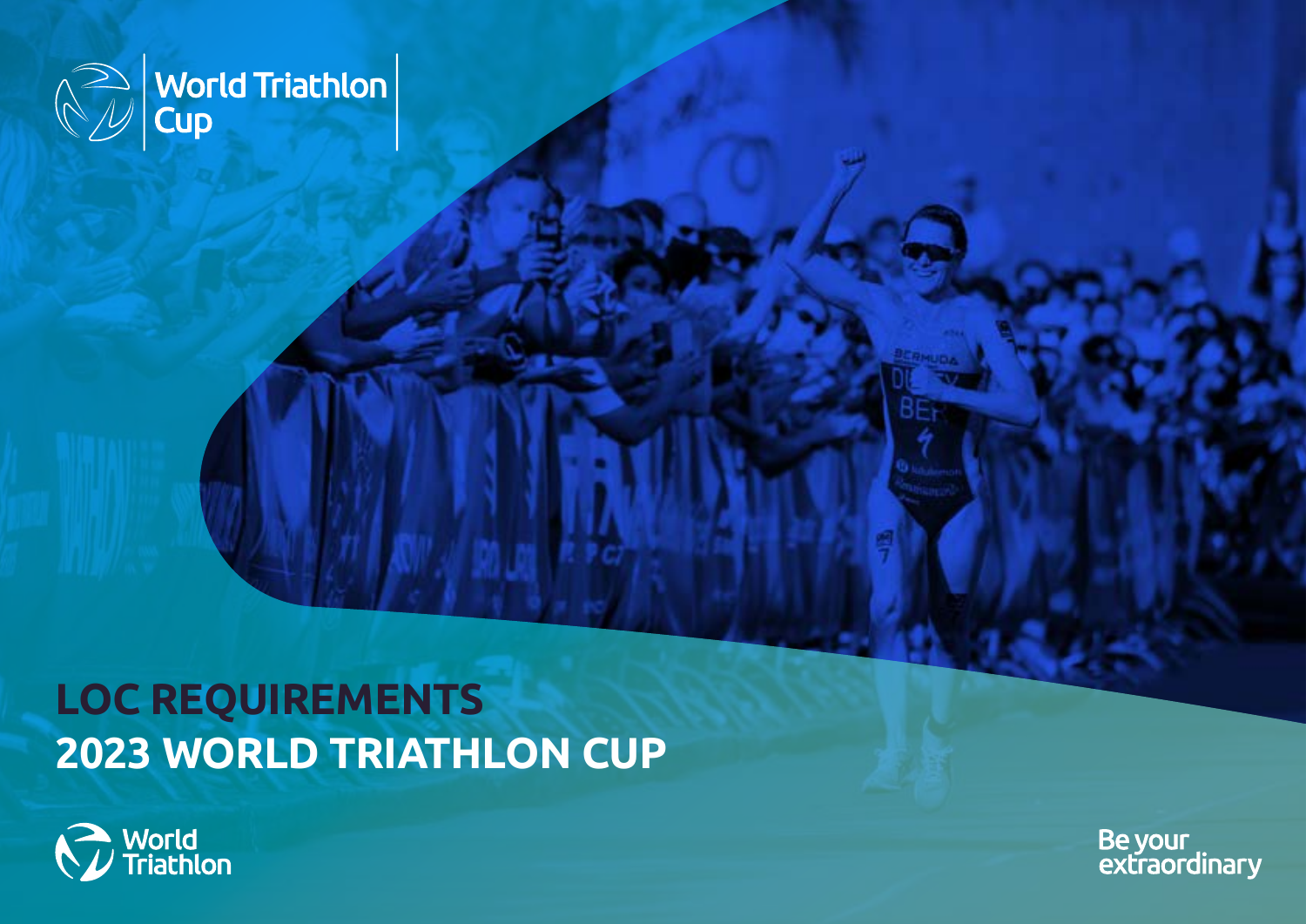World Triathlon Cup

# LOC REQUIREMENTS
# 2023 WORLD TRIATHLON CUP

World Triathlon

Be your extraordinary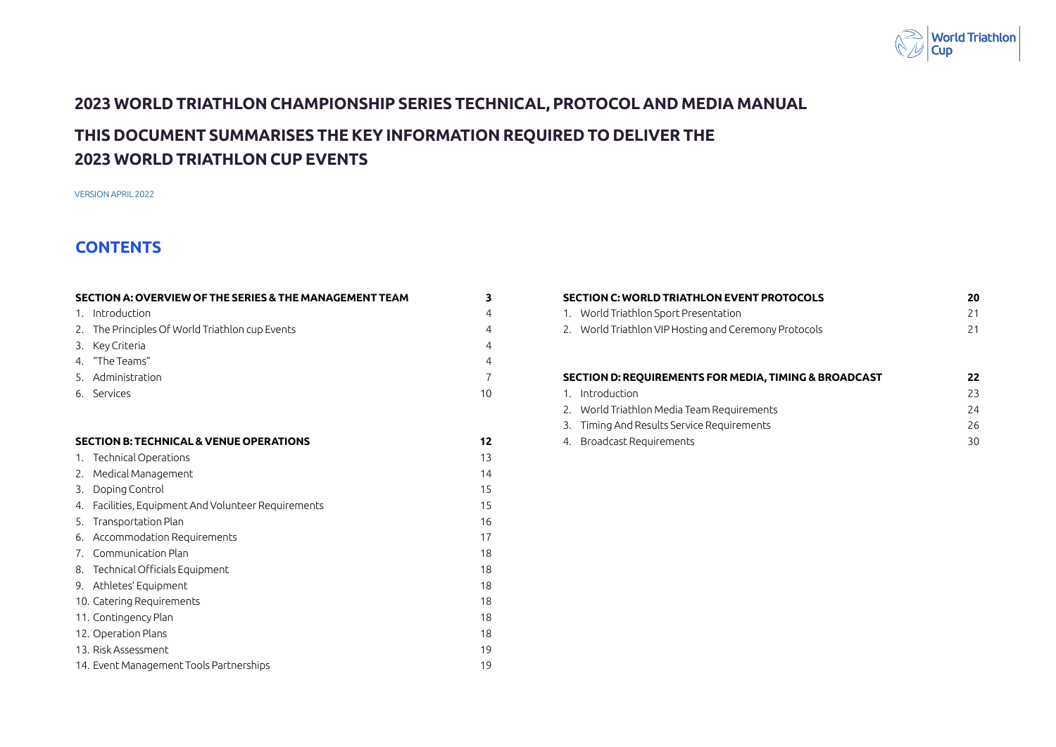# 2023 WORLD TRIATHLON CHAMPIONSHIP SERIES TECHNICAL, PROTOCOL AND MEDIA MANUAL

## THIS DOCUMENT SUMMARISES THE KEY INFORMATION REQUIRED TO DELIVER THE 2023 WORLD TRIATHLON CUP EVENTS

VERSION APRIL 2022

## CONTENTS

| **SECTION A: OVERVIEW OF THE SERIES & THE MANAGEMENT TEAM** | **3** |
| --- | --- |
| 1. Introduction | 4 |
| 2. The Principles Of World Triathlon cup Events | 4 |
| 3. Key Criteria | 4 |
| 4. "The Teams" | 4 |
| 5. Administration | 7 |
| 6. Services | 10 |

| **SECTION B: TECHNICAL & VENUE OPERATIONS** | **12** |
| --- | --- |
| 1. Technical Operations | 13 |
| 2. Medical Management | 14 |
| 3. Doping Control | 15 |
| 4. Facilities, Equipment And Volunteer Requirements | 15 |
| 5. Transportation Plan | 16 |
| 6. Accommodation Requirements | 17 |
| 7. Communication Plan | 18 |
| 8. Technical Officials Equipment | 18 |
| 9. Athletes' Equipment | 18 |
| 10. Catering Requirements | 18 |
| 11. Contingency Plan | 18 |
| 12. Operation Plans | 18 |
| 13. Risk Assessment | 19 |
| 14. Event Management Tools Partnerships | 19 |

| **SECTION C: WORLD TRIATHLON EVENT PROTOCOLS** | **20** |
| --- | --- |
| 1. World Triathlon Sport Presentation | 21 |
| 2. World Triathlon VIP Hosting and Ceremony Protocols | 21 |

| **SECTION D: REQUIREMENTS FOR MEDIA, TIMING & BROADCAST** | **22** |
| --- | --- |
| 1. Introduction | 23 |
| 2. World Triathlon Media Team Requirements | 24 |
| 3. Timing And Results Service Requirements | 26 |
| 4. Broadcast Requirements | 30 |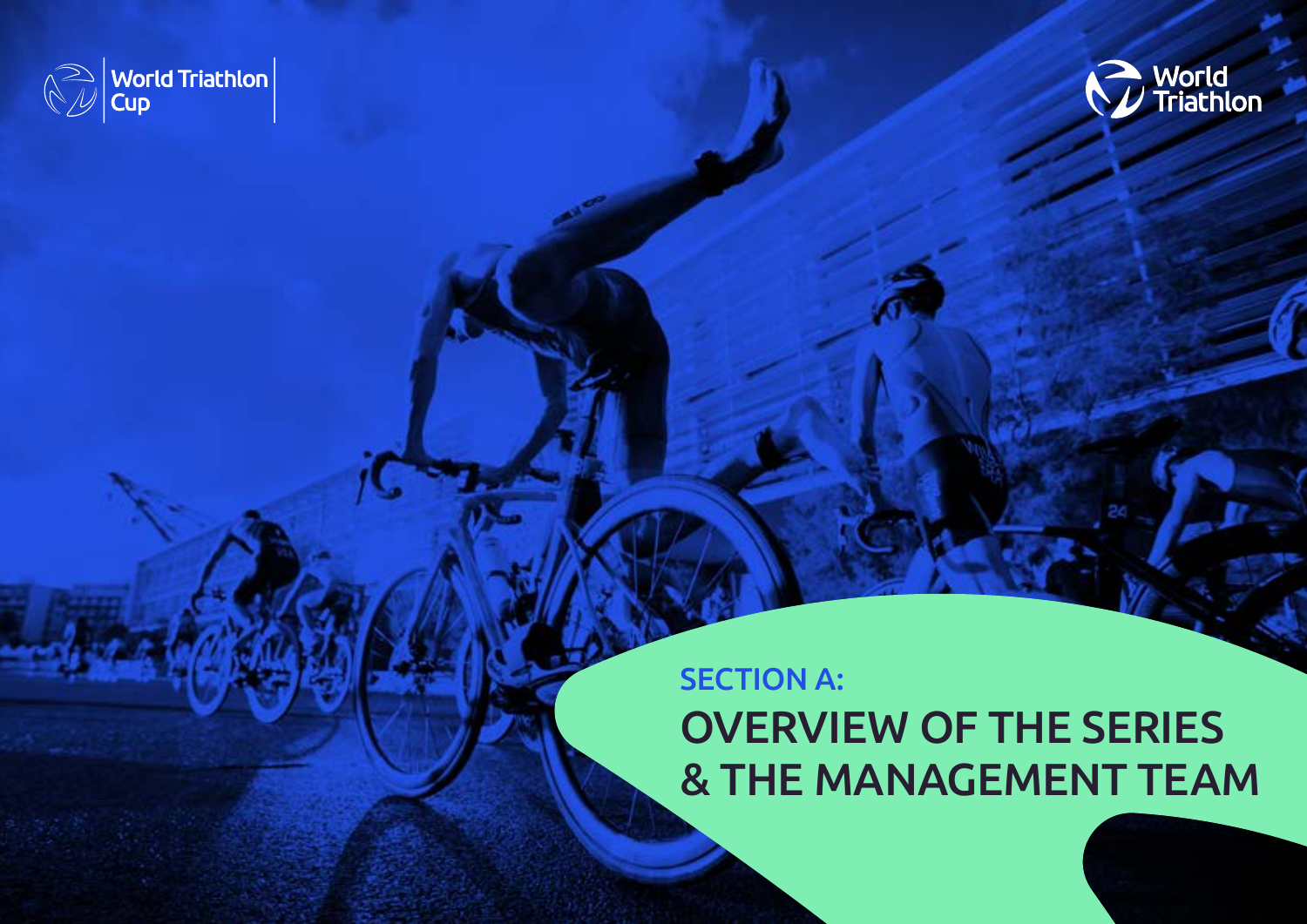World Triathlon Cup

World Triathlon

## SECTION A:

# OVERVIEW OF THE SERIES & THE MANAGEMENT TEAM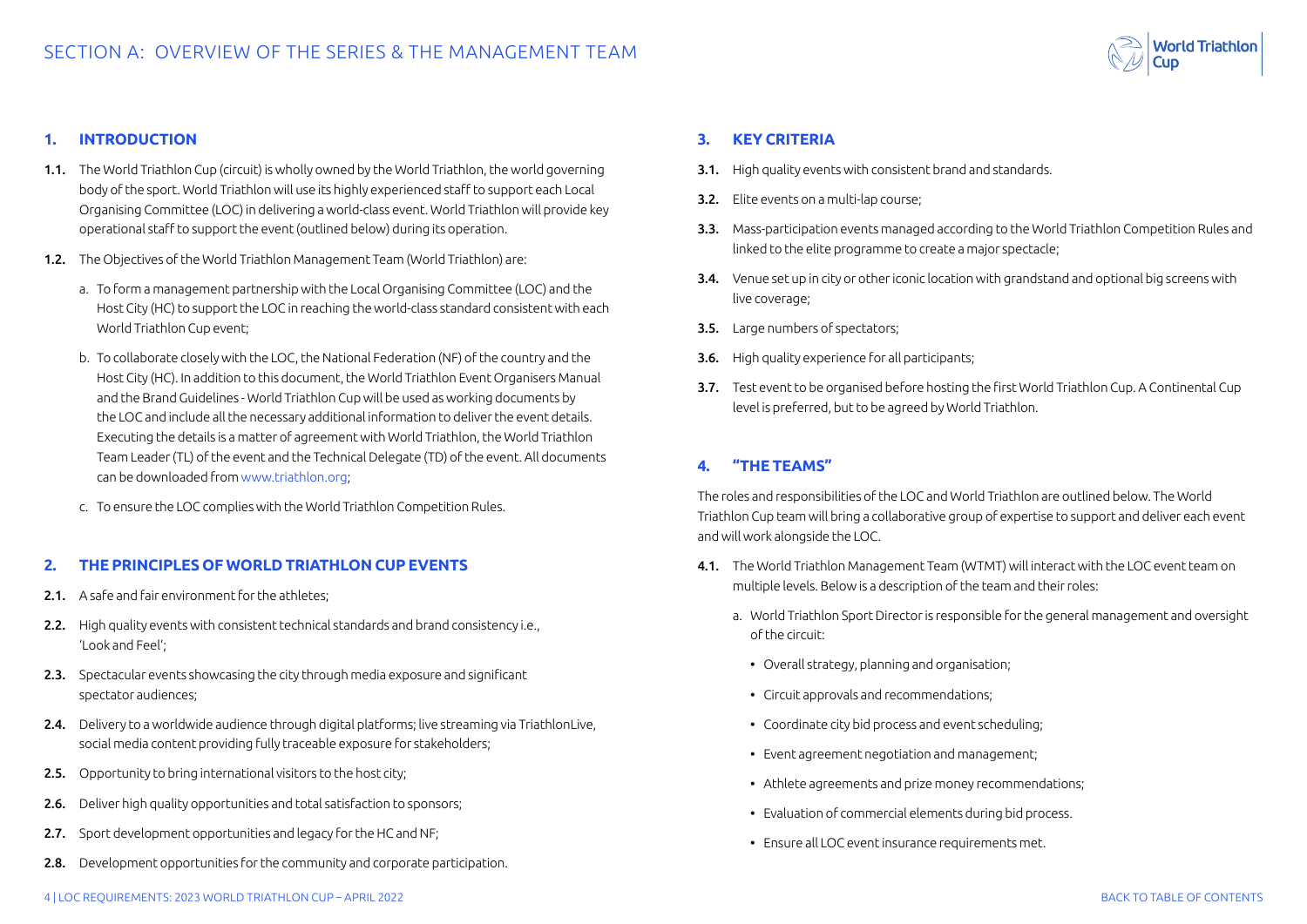# SECTION A: OVERVIEW OF THE SERIES & THE MANAGEMENT TEAM

## 1. INTRODUCTION

**1.1.** The World Triathlon Cup (circuit) is wholly owned by the World Triathlon, the world governing body of the sport. World Triathlon will use its highly experienced staff to support each Local Organising Committee (LOC) in delivering a world-class event. World Triathlon will provide key operational staff to support the event (outlined below) during its operation.

**1.2.** The Objectives of the World Triathlon Management Team (World Triathlon) are:

a. To form a management partnership with the Local Organising Committee (LOC) and the Host City (HC) to support the LOC in reaching the world-class standard consistent with each World Triathlon Cup event;

b. To collaborate closely with the LOC, the National Federation (NF) of the country and the Host City (HC). In addition to this document, the World Triathlon Event Organisers Manual and the Brand Guidelines - World Triathlon Cup will be used as working documents by the LOC and include all the necessary additional information to deliver the event details. Executing the details is a matter of agreement with World Triathlon, the World Triathlon Team Leader (TL) of the event and the Technical Delegate (TD) of the event. All documents can be downloaded from www.triathlon.org;

c. To ensure the LOC complies with the World Triathlon Competition Rules.

## 2. THE PRINCIPLES OF WORLD TRIATHLON CUP EVENTS

**2.1.** A safe and fair environment for the athletes;

**2.2.** High quality events with consistent technical standards and brand consistency i.e., 'Look and Feel';

**2.3.** Spectacular events showcasing the city through media exposure and significant spectator audiences;

**2.4.** Delivery to a worldwide audience through digital platforms; live streaming via TriathlonLive, social media content providing fully traceable exposure for stakeholders;

**2.5.** Opportunity to bring international visitors to the host city;

**2.6.** Deliver high quality opportunities and total satisfaction to sponsors;

**2.7.** Sport development opportunities and legacy for the HC and NF;

**2.8.** Development opportunities for the community and corporate participation.

## 3. KEY CRITERIA

**3.1.** High quality events with consistent brand and standards.

**3.2.** Elite events on a multi-lap course;

**3.3.** Mass-participation events managed according to the World Triathlon Competition Rules and linked to the elite programme to create a major spectacle;

**3.4.** Venue set up in city or other iconic location with grandstand and optional big screens with live coverage;

**3.5.** Large numbers of spectators;

**3.6.** High quality experience for all participants;

**3.7.** Test event to be organised before hosting the first World Triathlon Cup. A Continental Cup level is preferred, but to be agreed by World Triathlon.

## 4. "THE TEAMS"

The roles and responsibilities of the LOC and World Triathlon are outlined below. The World Triathlon Cup team will bring a collaborative group of expertise to support and deliver each event and will work alongside the LOC.

**4.1.** The World Triathlon Management Team (WTMT) will interact with the LOC event team on multiple levels. Below is a description of the team and their roles:

a. World Triathlon Sport Director is responsible for the general management and oversight of the circuit:

- Overall strategy, planning and organisation;
- Circuit approvals and recommendations;
- Coordinate city bid process and event scheduling;
- Event agreement negotiation and management;
- Athlete agreements and prize money recommendations;
- Evaluation of commercial elements during bid process.
- Ensure all LOC event insurance requirements met.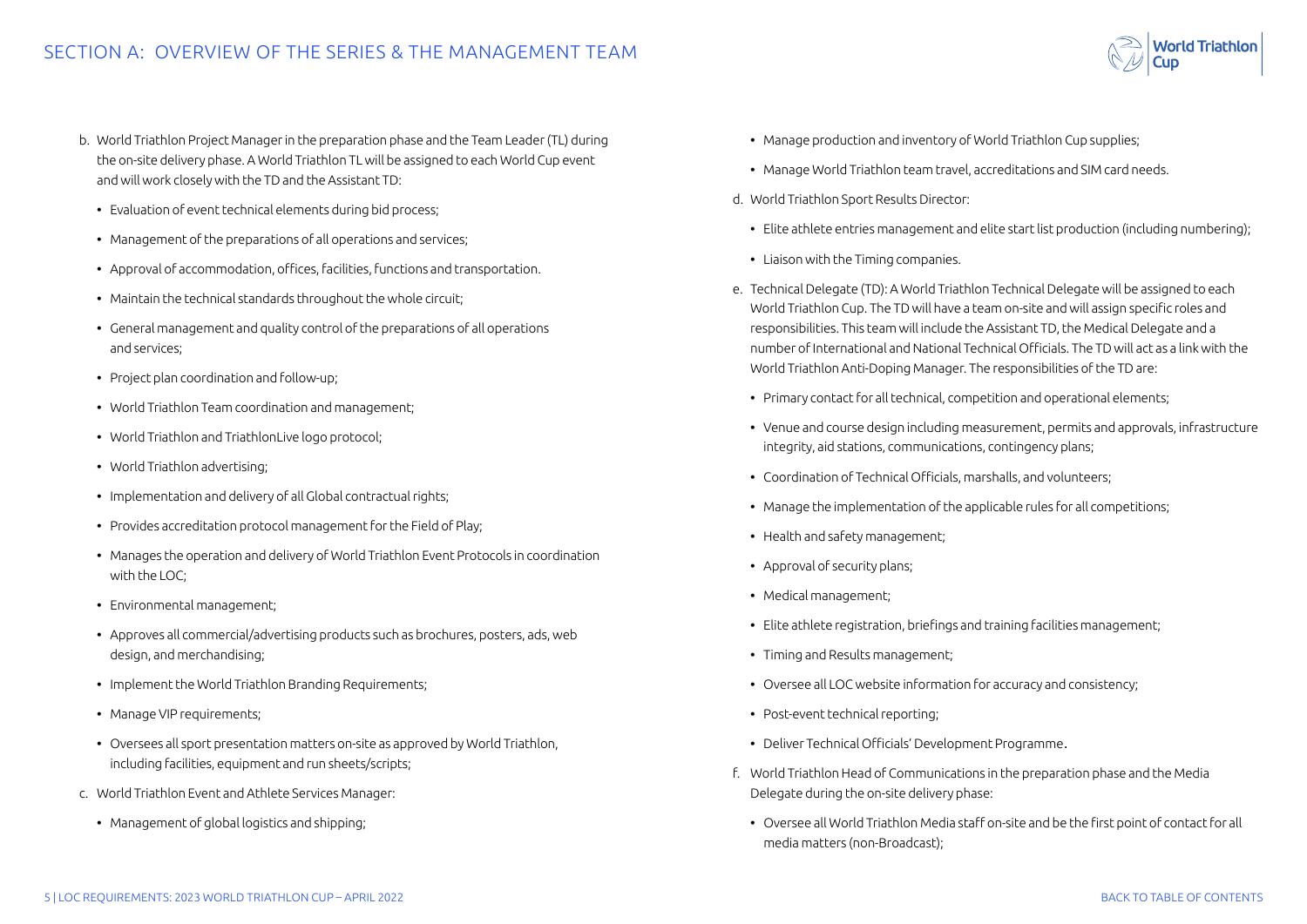b. World Triathlon Project Manager in the preparation phase and the Team Leader (TL) during the on-site delivery phase. A World Triathlon TL will be assigned to each World Cup event and will work closely with the TD and the Assistant TD:

- Evaluation of event technical elements during bid process;
- Management of the preparations of all operations and services;
- Approval of accommodation, offices, facilities, functions and transportation.
- Maintain the technical standards throughout the whole circuit;
- General management and quality control of the preparations of all operations and services;
- Project plan coordination and follow-up;
- World Triathlon Team coordination and management;
- World Triathlon and TriathlonLive logo protocol;
- World Triathlon advertising;
- Implementation and delivery of all Global contractual rights;
- Provides accreditation protocol management for the Field of Play;
- Manages the operation and delivery of World Triathlon Event Protocols in coordination with the LOC;
- Environmental management;
- Approves all commercial/advertising products such as brochures, posters, ads, web design, and merchandising;
- Implement the World Triathlon Branding Requirements;
- Manage VIP requirements;
- Oversees all sport presentation matters on-site as approved by World Triathlon, including facilities, equipment and run sheets/scripts;

c. World Triathlon Event and Athlete Services Manager:

- Management of global logistics and shipping;
- Manage production and inventory of World Triathlon Cup supplies;
- Manage World Triathlon team travel, accreditations and SIM card needs.

d. World Triathlon Sport Results Director:

- Elite athlete entries management and elite start list production (including numbering);
- Liaison with the Timing companies.

e. Technical Delegate (TD): A World Triathlon Technical Delegate will be assigned to each World Triathlon Cup. The TD will have a team on-site and will assign specific roles and responsibilities. This team will include the Assistant TD, the Medical Delegate and a number of International and National Technical Officials. The TD will act as a link with the World Triathlon Anti-Doping Manager. The responsibilities of the TD are:

- Primary contact for all technical, competition and operational elements;
- Venue and course design including measurement, permits and approvals, infrastructure integrity, aid stations, communications, contingency plans;
- Coordination of Technical Officials, marshalls, and volunteers;
- Manage the implementation of the applicable rules for all competitions;
- Health and safety management;
- Approval of security plans;
- Medical management;
- Elite athlete registration, briefings and training facilities management;
- Timing and Results management;
- Oversee all LOC website information for accuracy and consistency;
- Post-event technical reporting;
- Deliver Technical Officials' Development Programme.

f. World Triathlon Head of Communications in the preparation phase and the Media Delegate during the on-site delivery phase:

- Oversee all World Triathlon Media staff on-site and be the first point of contact for all media matters (non-Broadcast);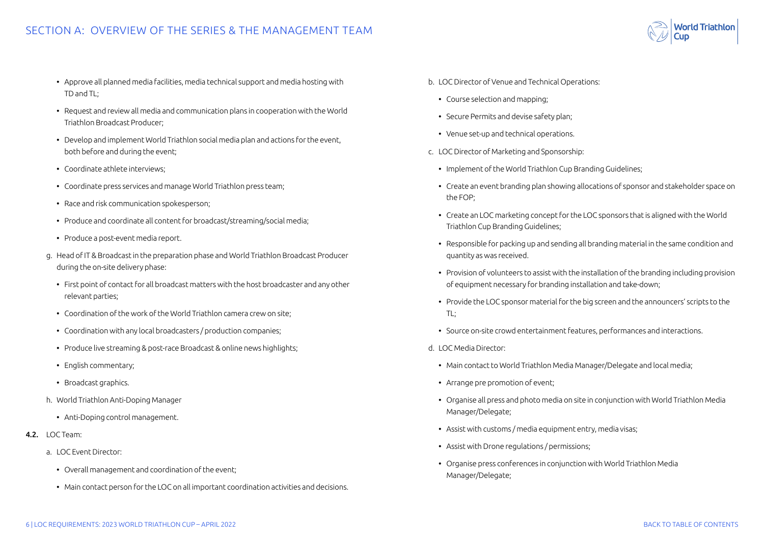- Approve all planned media facilities, media technical support and media hosting with TD and TL;
- Request and review all media and communication plans in cooperation with the World Triathlon Broadcast Producer;
- Develop and implement World Triathlon social media plan and actions for the event, both before and during the event;
- Coordinate athlete interviews;
- Coordinate press services and manage World Triathlon press team;
- Race and risk communication spokesperson;
- Produce and coordinate all content for broadcast/streaming/social media;
- Produce a post-event media report.

g. Head of IT & Broadcast in the preparation phase and World Triathlon Broadcast Producer during the on-site delivery phase:

- First point of contact for all broadcast matters with the host broadcaster and any other relevant parties;
- Coordination of the work of the World Triathlon camera crew on site;
- Coordination with any local broadcasters / production companies;
- Produce live streaming & post-race Broadcast & online news highlights;
- English commentary;
- Broadcast graphics.

h. World Triathlon Anti-Doping Manager

- Anti-Doping control management.

**4.2.** LOC Team:

a. LOC Event Director:

- Overall management and coordination of the event;
- Main contact person for the LOC on all important coordination activities and decisions.

b. LOC Director of Venue and Technical Operations:

- Course selection and mapping;
- Secure Permits and devise safety plan;
- Venue set-up and technical operations.

c. LOC Director of Marketing and Sponsorship:

- Implement of the World Triathlon Cup Branding Guidelines;
- Create an event branding plan showing allocations of sponsor and stakeholder space on the FOP;
- Create an LOC marketing concept for the LOC sponsors that is aligned with the World Triathlon Cup Branding Guidelines;
- Responsible for packing up and sending all branding material in the same condition and quantity as was received.
- Provision of volunteers to assist with the installation of the branding including provision of equipment necessary for branding installation and take-down;
- Provide the LOC sponsor material for the big screen and the announcers' scripts to the TL;
- Source on-site crowd entertainment features, performances and interactions.

d. LOC Media Director:

- Main contact to World Triathlon Media Manager/Delegate and local media;
- Arrange pre promotion of event;
- Organise all press and photo media on site in conjunction with World Triathlon Media Manager/Delegate;
- Assist with customs / media equipment entry, media visas;
- Assist with Drone regulations / permissions;
- Organise press conferences in conjunction with World Triathlon Media Manager/Delegate;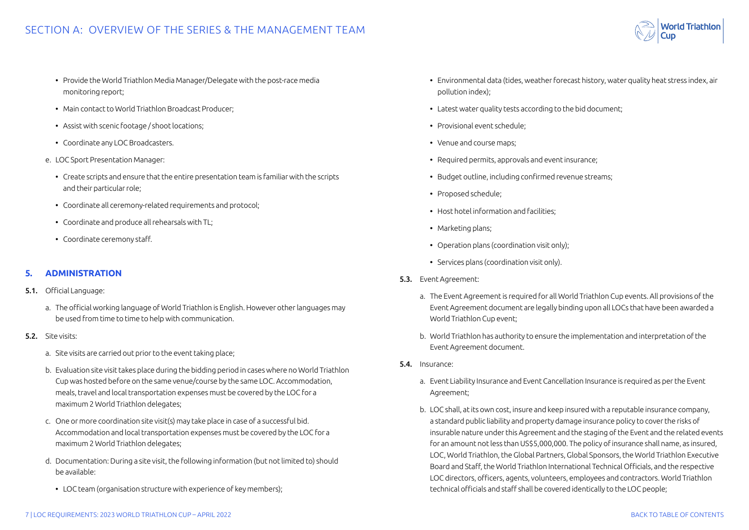- Provide the World Triathlon Media Manager/Delegate with the post-race media monitoring report;
- Main contact to World Triathlon Broadcast Producer;
- Assist with scenic footage / shoot locations;
- Coordinate any LOC Broadcasters.

e. LOC Sport Presentation Manager:

- Create scripts and ensure that the entire presentation team is familiar with the scripts and their particular role;
- Coordinate all ceremony-related requirements and protocol;
- Coordinate and produce all rehearsals with TL;
- Coordinate ceremony staff.

## 5. ADMINISTRATION

**5.1.** Official Language:

a. The official working language of World Triathlon is English. However other languages may be used from time to time to help with communication.

**5.2.** Site visits:

a. Site visits are carried out prior to the event taking place;

b. Evaluation site visit takes place during the bidding period in cases where no World Triathlon Cup was hosted before on the same venue/course by the same LOC. Accommodation, meals, travel and local transportation expenses must be covered by the LOC for a maximum 2 World Triathlon delegates;

c. One or more coordination site visit(s) may take place in case of a successful bid. Accommodation and local transportation expenses must be covered by the LOC for a maximum 2 World Triathlon delegates;

d. Documentation: During a site visit, the following information (but not limited to) should be available:

- LOC team (organisation structure with experience of key members);
- Environmental data (tides, weather forecast history, water quality heat stress index, air pollution index);
- Latest water quality tests according to the bid document;
- Provisional event schedule;
- Venue and course maps;
- Required permits, approvals and event insurance;
- Budget outline, including confirmed revenue streams;
- Proposed schedule;
- Host hotel information and facilities;
- Marketing plans;
- Operation plans (coordination visit only);
- Services plans (coordination visit only).

**5.3.** Event Agreement:

a. The Event Agreement is required for all World Triathlon Cup events. All provisions of the Event Agreement document are legally binding upon all LOCs that have been awarded a World Triathlon Cup event;

b. World Triathlon has authority to ensure the implementation and interpretation of the Event Agreement document.

**5.4.** Insurance:

a. Event Liability Insurance and Event Cancellation Insurance is required as per the Event Agreement;

b. LOC shall, at its own cost, insure and keep insured with a reputable insurance company, a standard public liability and property damage insurance policy to cover the risks of insurable nature under this Agreement and the staging of the Event and the related events for an amount not less than US$5,000,000. The policy of insurance shall name, as insured, LOC, World Triathlon, the Global Partners, Global Sponsors, the World Triathlon Executive Board and Staff, the World Triathlon International Technical Officials, and the respective LOC directors, officers, agents, volunteers, employees and contractors. World Triathlon technical officials and staff shall be covered identically to the LOC people;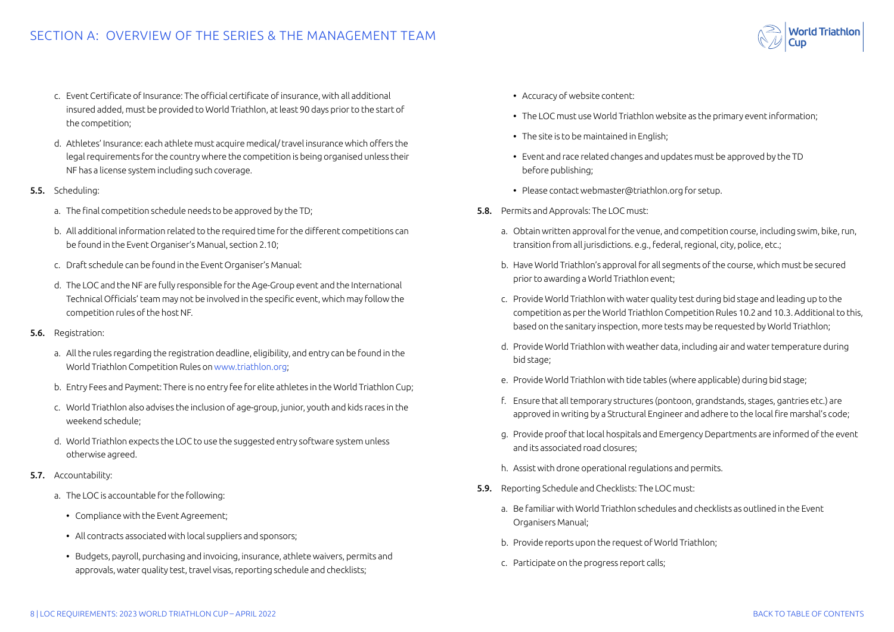c. Event Certificate of Insurance: The official certificate of insurance, with all additional insured added, must be provided to World Triathlon, at least 90 days prior to the start of the competition;

d. Athletes' Insurance: each athlete must acquire medical/ travel insurance which offers the legal requirements for the country where the competition is being organised unless their NF has a license system including such coverage.

**5.5.** Scheduling:

a. The final competition schedule needs to be approved by the TD;

b. All additional information related to the required time for the different competitions can be found in the Event Organiser's Manual, section 2.10;

c. Draft schedule can be found in the Event Organiser's Manual:

d. The LOC and the NF are fully responsible for the Age-Group event and the International Technical Officials' team may not be involved in the specific event, which may follow the competition rules of the host NF.

**5.6.** Registration:

a. All the rules regarding the registration deadline, eligibility, and entry can be found in the World Triathlon Competition Rules on www.triathlon.org;

b. Entry Fees and Payment: There is no entry fee for elite athletes in the World Triathlon Cup;

c. World Triathlon also advises the inclusion of age-group, junior, youth and kids races in the weekend schedule;

d. World Triathlon expects the LOC to use the suggested entry software system unless otherwise agreed.

**5.7.** Accountability:

a. The LOC is accountable for the following:

- Compliance with the Event Agreement;
- All contracts associated with local suppliers and sponsors;
- Budgets, payroll, purchasing and invoicing, insurance, athlete waivers, permits and approvals, water quality test, travel visas, reporting schedule and checklists;
- Accuracy of website content:
- The LOC must use World Triathlon website as the primary event information;
- The site is to be maintained in English;
- Event and race related changes and updates must be approved by the TD before publishing;
- Please contact webmaster@triathlon.org for setup.

**5.8.** Permits and Approvals: The LOC must:

a. Obtain written approval for the venue, and competition course, including swim, bike, run, transition from all jurisdictions. e.g., federal, regional, city, police, etc.;

b. Have World Triathlon's approval for all segments of the course, which must be secured prior to awarding a World Triathlon event;

c. Provide World Triathlon with water quality test during bid stage and leading up to the competition as per the World Triathlon Competition Rules 10.2 and 10.3. Additional to this, based on the sanitary inspection, more tests may be requested by World Triathlon;

d. Provide World Triathlon with weather data, including air and water temperature during bid stage;

e. Provide World Triathlon with tide tables (where applicable) during bid stage;

f. Ensure that all temporary structures (pontoon, grandstands, stages, gantries etc.) are approved in writing by a Structural Engineer and adhere to the local fire marshal's code;

g. Provide proof that local hospitals and Emergency Departments are informed of the event and its associated road closures;

h. Assist with drone operational regulations and permits.

**5.9.** Reporting Schedule and Checklists: The LOC must:

a. Be familiar with World Triathlon schedules and checklists as outlined in the Event Organisers Manual;

b. Provide reports upon the request of World Triathlon;

c. Participate on the progress report calls;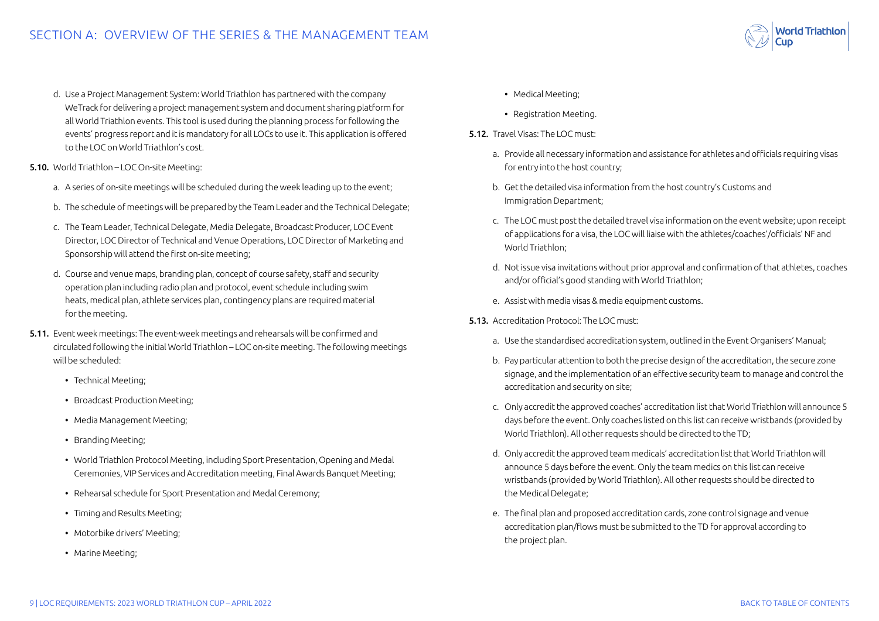d. Use a Project Management System: World Triathlon has partnered with the company WeTrack for delivering a project management system and document sharing platform for all World Triathlon events. This tool is used during the planning process for following the events' progress report and it is mandatory for all LOCs to use it. This application is offered to the LOC on World Triathlon's cost.

**5.10.** World Triathlon – LOC On-site Meeting:

a. A series of on-site meetings will be scheduled during the week leading up to the event;

b. The schedule of meetings will be prepared by the Team Leader and the Technical Delegate;

c. The Team Leader, Technical Delegate, Media Delegate, Broadcast Producer, LOC Event Director, LOC Director of Technical and Venue Operations, LOC Director of Marketing and Sponsorship will attend the first on-site meeting;

d. Course and venue maps, branding plan, concept of course safety, staff and security operation plan including radio plan and protocol, event schedule including swim heats, medical plan, athlete services plan, contingency plans are required material for the meeting.

**5.11.** Event week meetings: The event-week meetings and rehearsals will be confirmed and circulated following the initial World Triathlon – LOC on-site meeting. The following meetings will be scheduled:

- Technical Meeting;
- Broadcast Production Meeting;
- Media Management Meeting;
- Branding Meeting;
- World Triathlon Protocol Meeting, including Sport Presentation, Opening and Medal Ceremonies, VIP Services and Accreditation meeting, Final Awards Banquet Meeting;
- Rehearsal schedule for Sport Presentation and Medal Ceremony;
- Timing and Results Meeting;
- Motorbike drivers' Meeting;
- Marine Meeting;
- Medical Meeting;
- Registration Meeting.

**5.12.** Travel Visas: The LOC must:

a. Provide all necessary information and assistance for athletes and officials requiring visas for entry into the host country;

b. Get the detailed visa information from the host country's Customs and Immigration Department;

c. The LOC must post the detailed travel visa information on the event website; upon receipt of applications for a visa, the LOC will liaise with the athletes/coaches'/officials' NF and World Triathlon;

d. Not issue visa invitations without prior approval and confirmation of that athletes, coaches and/or official's good standing with World Triathlon;

e. Assist with media visas & media equipment customs.

**5.13.** Accreditation Protocol: The LOC must:

a. Use the standardised accreditation system, outlined in the Event Organisers' Manual;

b. Pay particular attention to both the precise design of the accreditation, the secure zone signage, and the implementation of an effective security team to manage and control the accreditation and security on site;

c. Only accredit the approved coaches' accreditation list that World Triathlon will announce 5 days before the event. Only coaches listed on this list can receive wristbands (provided by World Triathlon). All other requests should be directed to the TD;

d. Only accredit the approved team medicals' accreditation list that World Triathlon will announce 5 days before the event. Only the team medics on this list can receive wristbands (provided by World Triathlon). All other requests should be directed to the Medical Delegate;

e. The final plan and proposed accreditation cards, zone control signage and venue accreditation plan/flows must be submitted to the TD for approval according to the project plan.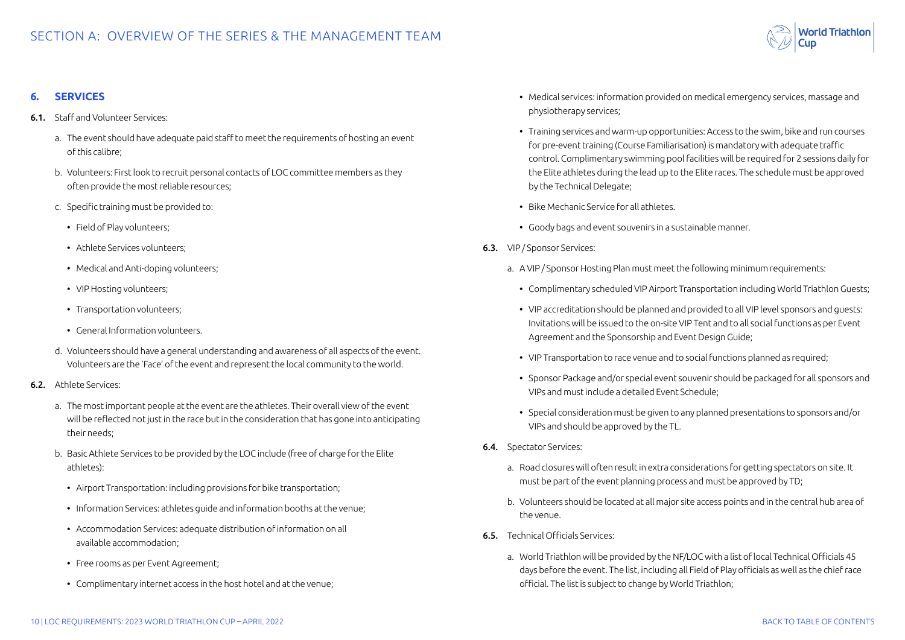## 6. SERVICES

**6.1.** Staff and Volunteer Services:

a. The event should have adequate paid staff to meet the requirements of hosting an event of this calibre;

b. Volunteers: First look to recruit personal contacts of LOC committee members as they often provide the most reliable resources;

c. Specific training must be provided to:

- Field of Play volunteers;
- Athlete Services volunteers;
- Medical and Anti-doping volunteers;
- VIP Hosting volunteers;
- Transportation volunteers;
- General Information volunteers.

d. Volunteers should have a general understanding and awareness of all aspects of the event. Volunteers are the 'Face' of the event and represent the local community to the world.

**6.2.** Athlete Services:

a. The most important people at the event are the athletes. Their overall view of the event will be reflected not just in the race but in the consideration that has gone into anticipating their needs;

b. Basic Athlete Services to be provided by the LOC include (free of charge for the Elite athletes):

- Airport Transportation: including provisions for bike transportation;
- Information Services: athletes guide and information booths at the venue;
- Accommodation Services: adequate distribution of information on all available accommodation;
- Free rooms as per Event Agreement;
- Complimentary internet access in the host hotel and at the venue;
- Medical services: information provided on medical emergency services, massage and physiotherapy services;
- Training services and warm-up opportunities: Access to the swim, bike and run courses for pre-event training (Course Familiarisation) is mandatory with adequate traffic control. Complimentary swimming pool facilities will be required for 2 sessions daily for the Elite athletes during the lead up to the Elite races. The schedule must be approved by the Technical Delegate;
- Bike Mechanic Service for all athletes.
- Goody bags and event souvenirs in a sustainable manner.

**6.3.** VIP / Sponsor Services:

a. A VIP / Sponsor Hosting Plan must meet the following minimum requirements:

- Complimentary scheduled VIP Airport Transportation including World Triathlon Guests;
- VIP accreditation should be planned and provided to all VIP level sponsors and guests: Invitations will be issued to the on-site VIP Tent and to all social functions as per Event Agreement and the Sponsorship and Event Design Guide;
- VIP Transportation to race venue and to social functions planned as required;
- Sponsor Package and/or special event souvenir should be packaged for all sponsors and VIPs and must include a detailed Event Schedule;
- Special consideration must be given to any planned presentations to sponsors and/or VIPs and should be approved by the TL.

**6.4.** Spectator Services:

a. Road closures will often result in extra considerations for getting spectators on site. It must be part of the event planning process and must be approved by TD;

b. Volunteers should be located at all major site access points and in the central hub area of the venue.

**6.5.** Technical Officials Services:

a. World Triathlon will be provided by the NF/LOC with a list of local Technical Officials 45 days before the event. The list, including all Field of Play officials as well as the chief race official. The list is subject to change by World Triathlon;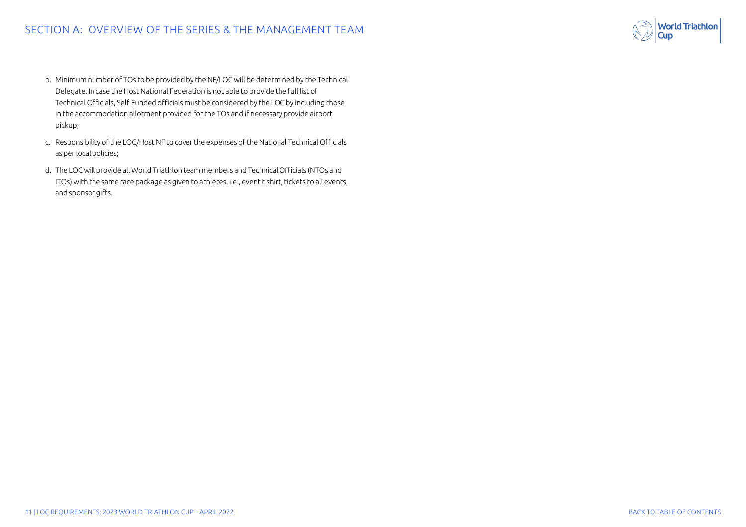b. Minimum number of TOs to be provided by the NF/LOC will be determined by the Technical Delegate. In case the Host National Federation is not able to provide the full list of Technical Officials, Self-Funded officials must be considered by the LOC by including those in the accommodation allotment provided for the TOs and if necessary provide airport pickup;

c. Responsibility of the LOC/Host NF to cover the expenses of the National Technical Officials as per local policies;

d. The LOC will provide all World Triathlon team members and Technical Officials (NTOs and ITOs) with the same race package as given to athletes, i.e., event t-shirt, tickets to all events, and sponsor gifts.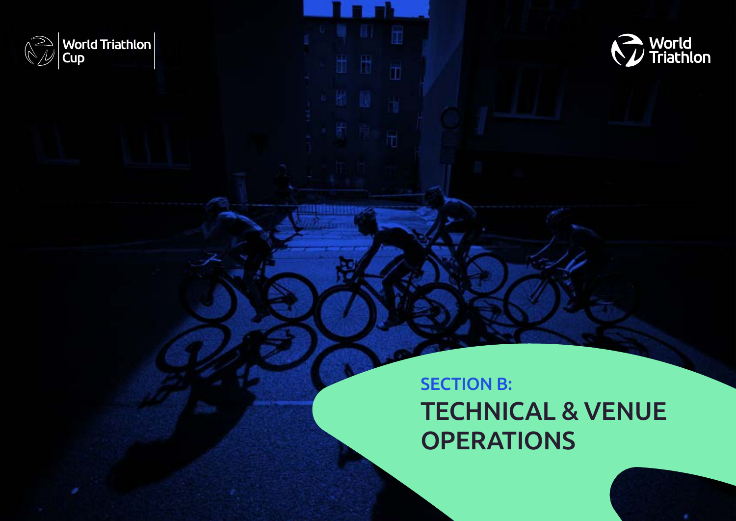# SECTION B:

# TECHNICAL & VENUE OPERATIONS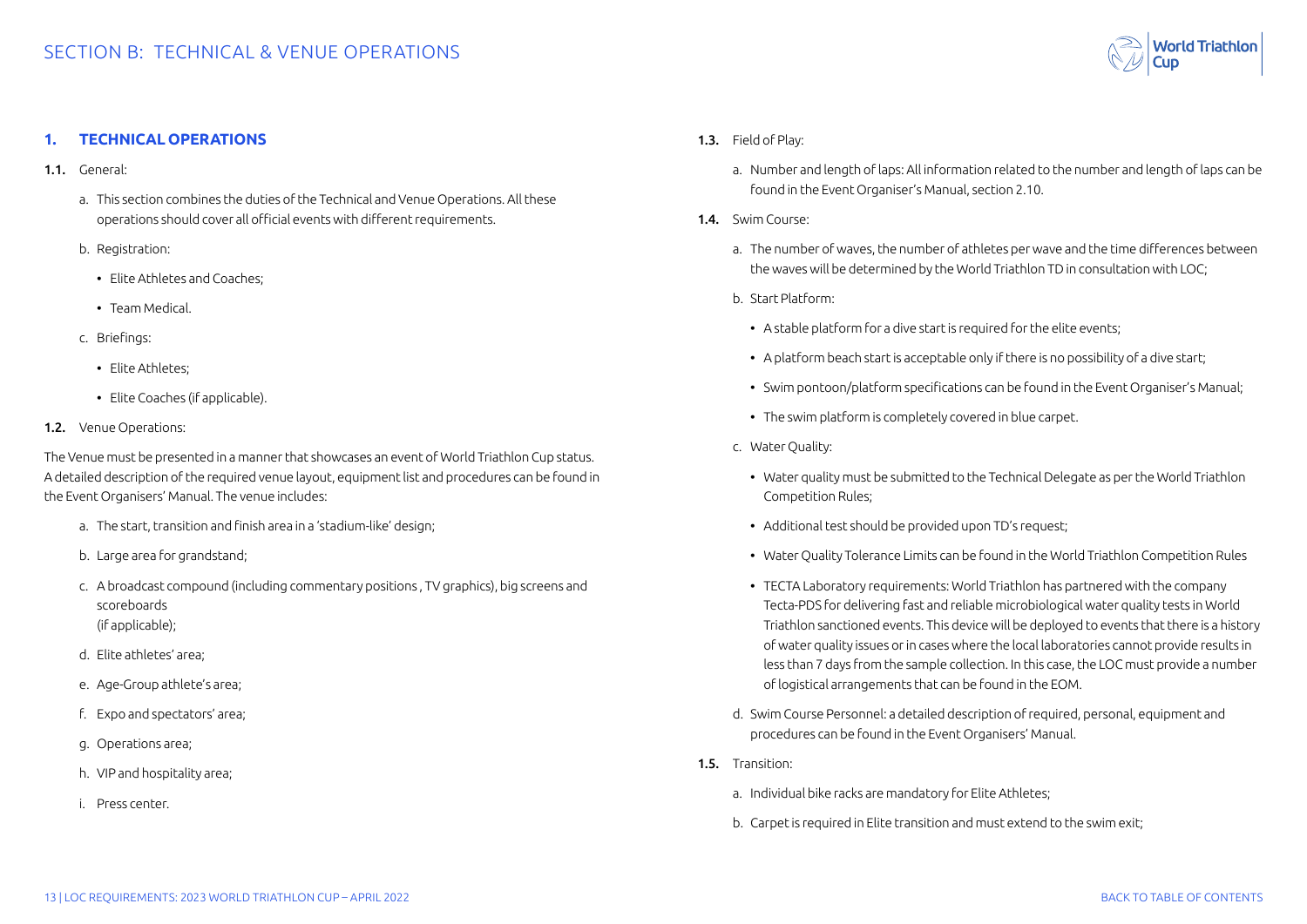# SECTION B: TECHNICAL & VENUE OPERATIONS

## 1. TECHNICAL OPERATIONS

**1.1.** General:

a. This section combines the duties of the Technical and Venue Operations. All these operations should cover all official events with different requirements.

b. Registration:

- Elite Athletes and Coaches;
- Team Medical.

c. Briefings:

- Elite Athletes;
- Elite Coaches (if applicable).

**1.2.** Venue Operations:

The Venue must be presented in a manner that showcases an event of World Triathlon Cup status. A detailed description of the required venue layout, equipment list and procedures can be found in the Event Organisers' Manual. The venue includes:

a. The start, transition and finish area in a 'stadium-like' design;

b. Large area for grandstand;

c. A broadcast compound (including commentary positions , TV graphics), big screens and scoreboards
(if applicable);

d. Elite athletes' area;

e. Age-Group athlete's area;

f. Expo and spectators' area;

g. Operations area;

h. VIP and hospitality area;

i. Press center.

**1.3.** Field of Play:

a. Number and length of laps: All information related to the number and length of laps can be found in the Event Organiser's Manual, section 2.10.

**1.4.** Swim Course:

a. The number of waves, the number of athletes per wave and the time differences between the waves will be determined by the World Triathlon TD in consultation with LOC;

b. Start Platform:

- A stable platform for a dive start is required for the elite events;
- A platform beach start is acceptable only if there is no possibility of a dive start;
- Swim pontoon/platform specifications can be found in the Event Organiser's Manual;
- The swim platform is completely covered in blue carpet.

c. Water Quality:

- Water quality must be submitted to the Technical Delegate as per the World Triathlon Competition Rules;
- Additional test should be provided upon TD's request;
- Water Quality Tolerance Limits can be found in the World Triathlon Competition Rules
- TECTA Laboratory requirements: World Triathlon has partnered with the company Tecta-PDS for delivering fast and reliable microbiological water quality tests in World Triathlon sanctioned events. This device will be deployed to events that there is a history of water quality issues or in cases where the local laboratories cannot provide results in less than 7 days from the sample collection. In this case, the LOC must provide a number of logistical arrangements that can be found in the EOM.

d. Swim Course Personnel: a detailed description of required, personal, equipment and procedures can be found in the Event Organisers' Manual.

**1.5.** Transition:

a. Individual bike racks are mandatory for Elite Athletes;

b. Carpet is required in Elite transition and must extend to the swim exit;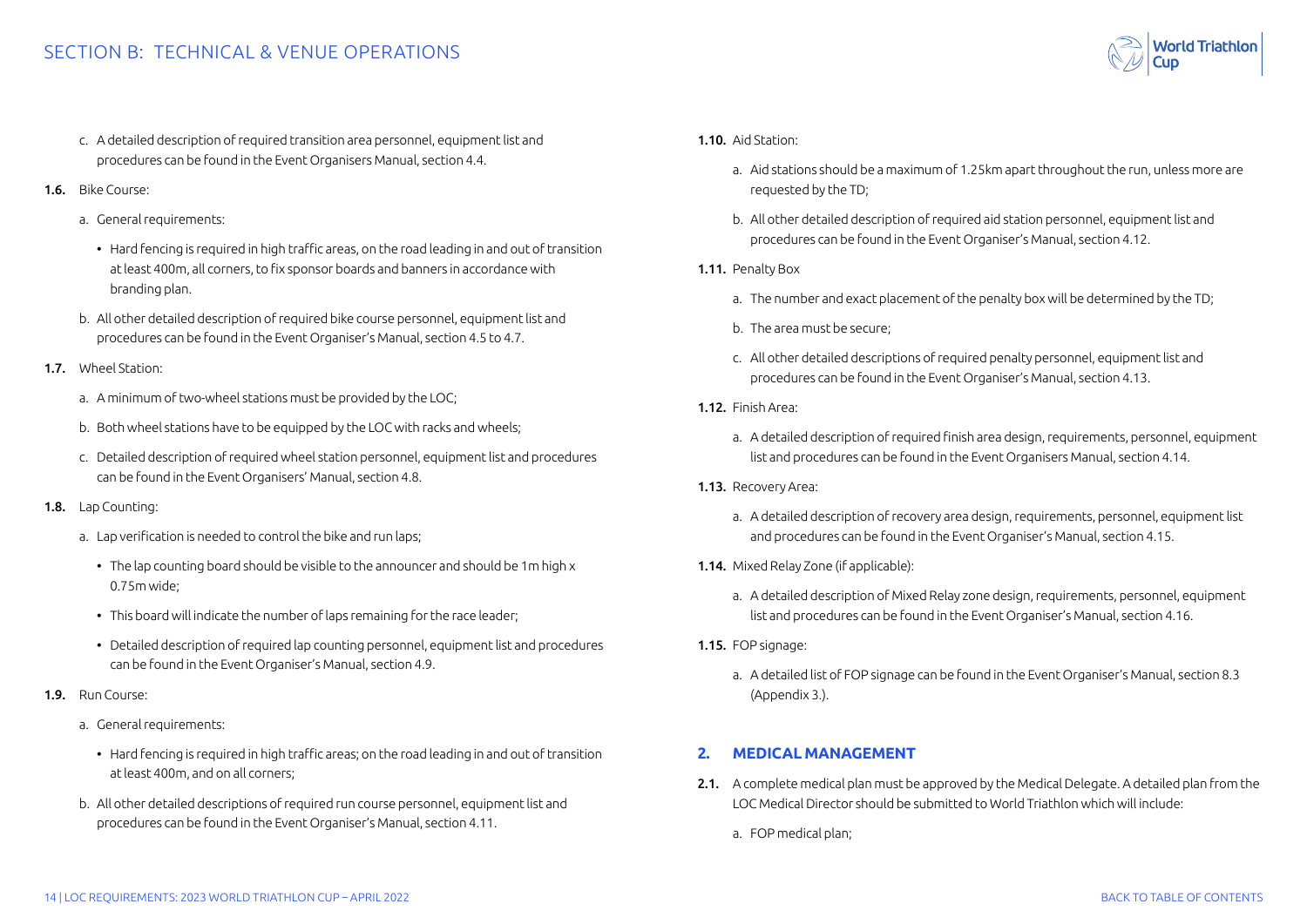c. A detailed description of required transition area personnel, equipment list and procedures can be found in the Event Organisers Manual, section 4.4.

**1.6.** Bike Course:

a. General requirements:

- Hard fencing is required in high traffic areas, on the road leading in and out of transition at least 400m, all corners, to fix sponsor boards and banners in accordance with branding plan.

b. All other detailed description of required bike course personnel, equipment list and procedures can be found in the Event Organiser's Manual, section 4.5 to 4.7.

**1.7.** Wheel Station:

a. A minimum of two-wheel stations must be provided by the LOC;

b. Both wheel stations have to be equipped by the LOC with racks and wheels;

c. Detailed description of required wheel station personnel, equipment list and procedures can be found in the Event Organisers' Manual, section 4.8.

**1.8.** Lap Counting:

a. Lap verification is needed to control the bike and run laps;

- The lap counting board should be visible to the announcer and should be 1m high x 0.75m wide;
- This board will indicate the number of laps remaining for the race leader;
- Detailed description of required lap counting personnel, equipment list and procedures can be found in the Event Organiser's Manual, section 4.9.

**1.9.** Run Course:

a. General requirements:

- Hard fencing is required in high traffic areas; on the road leading in and out of transition at least 400m, and on all corners;

b. All other detailed descriptions of required run course personnel, equipment list and procedures can be found in the Event Organiser's Manual, section 4.11.

**1.10.** Aid Station:

a. Aid stations should be a maximum of 1.25km apart throughout the run, unless more are requested by the TD;

b. All other detailed description of required aid station personnel, equipment list and procedures can be found in the Event Organiser's Manual, section 4.12.

**1.11.** Penalty Box

a. The number and exact placement of the penalty box will be determined by the TD;

b. The area must be secure;

c. All other detailed descriptions of required penalty personnel, equipment list and procedures can be found in the Event Organiser's Manual, section 4.13.

**1.12.** Finish Area:

a. A detailed description of required finish area design, requirements, personnel, equipment list and procedures can be found in the Event Organisers Manual, section 4.14.

**1.13.** Recovery Area:

a. A detailed description of recovery area design, requirements, personnel, equipment list and procedures can be found in the Event Organiser's Manual, section 4.15.

**1.14.** Mixed Relay Zone (if applicable):

a. A detailed description of Mixed Relay zone design, requirements, personnel, equipment list and procedures can be found in the Event Organiser's Manual, section 4.16.

**1.15.** FOP signage:

a. A detailed list of FOP signage can be found in the Event Organiser's Manual, section 8.3 (Appendix 3.).

## 2. MEDICAL MANAGEMENT

**2.1.** A complete medical plan must be approved by the Medical Delegate. A detailed plan from the LOC Medical Director should be submitted to World Triathlon which will include:

a. FOP medical plan;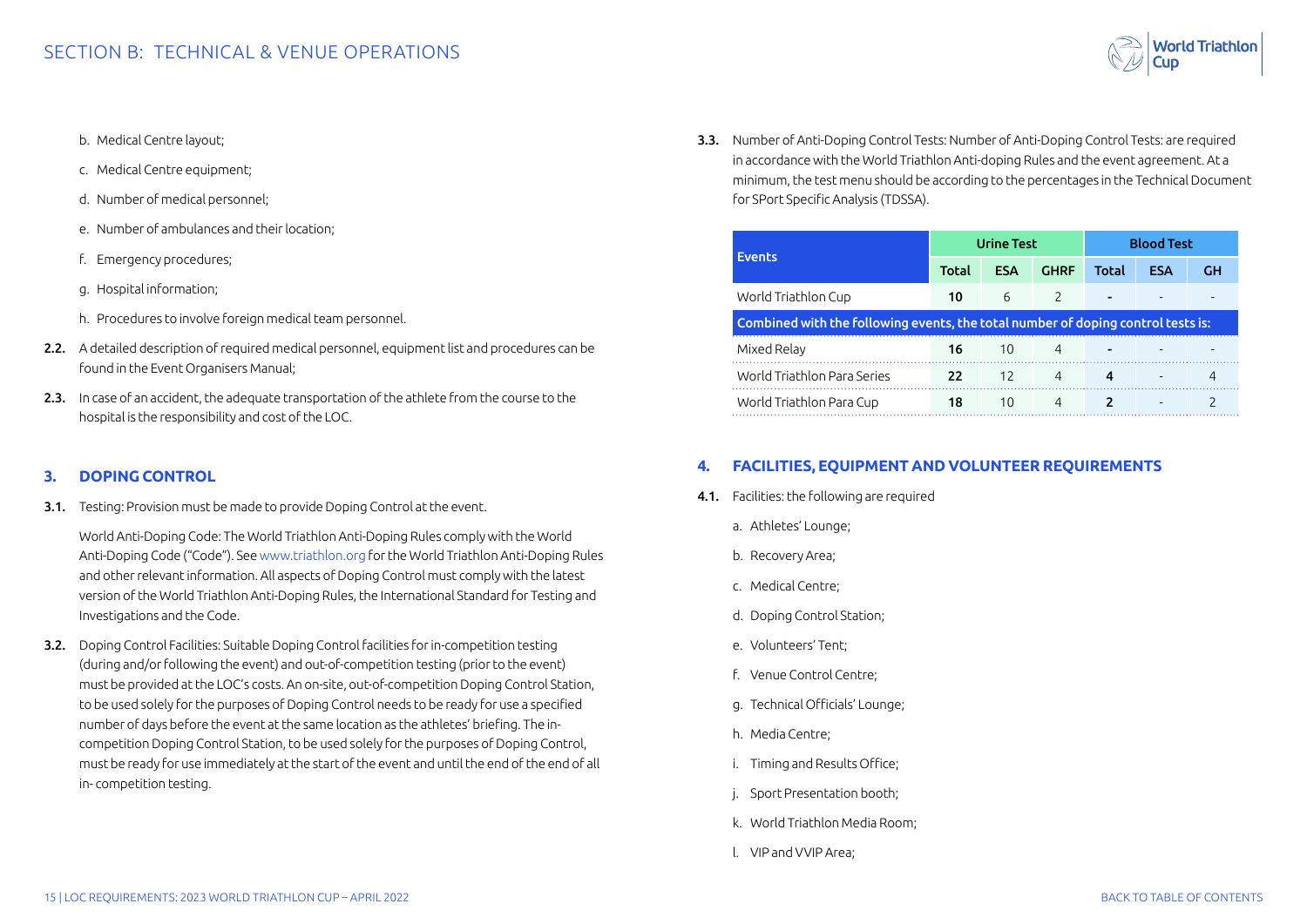b. Medical Centre layout;

c. Medical Centre equipment;

d. Number of medical personnel;

e. Number of ambulances and their location;

f. Emergency procedures;

g. Hospital information;

h. Procedures to involve foreign medical team personnel.

**2.2.** A detailed description of required medical personnel, equipment list and procedures can be found in the Event Organisers Manual;

**2.3.** In case of an accident, the adequate transportation of the athlete from the course to the hospital is the responsibility and cost of the LOC.

## 3. DOPING CONTROL

**3.1.** Testing: Provision must be made to provide Doping Control at the event.

World Anti-Doping Code: The World Triathlon Anti-Doping Rules comply with the World Anti-Doping Code ("Code"). See www.triathlon.org for the World Triathlon Anti-Doping Rules and other relevant information. All aspects of Doping Control must comply with the latest version of the World Triathlon Anti-Doping Rules, the International Standard for Testing and Investigations and the Code.

**3.2.** Doping Control Facilities: Suitable Doping Control facilities for in-competition testing (during and/or following the event) and out-of-competition testing (prior to the event) must be provided at the LOC's costs. An on-site, out-of-competition Doping Control Station, to be used solely for the purposes of Doping Control needs to be ready for use a specified number of days before the event at the same location as the athletes' briefing. The in-competition Doping Control Station, to be used solely for the purposes of Doping Control, must be ready for use immediately at the start of the event and until the end of the end of all in- competition testing.

**3.3.** Number of Anti-Doping Control Tests: Number of Anti-Doping Control Tests: are required in accordance with the World Triathlon Anti-doping Rules and the event agreement. At a minimum, the test menu should be according to the percentages in the Technical Document for SPort Specific Analysis (TDSSA).

| Events | Urine Test | | | Blood Test | | |
|---|---|---|---|---|---|---|
| | Total | ESA | GHRF | Total | ESA | GH |
| World Triathlon Cup | **10** | 6 | 2 | **-** | - | - |
| **Combined with the following events, the total number of doping control tests is:** | | | | | | |
| Mixed Relay | **16** | 10 | 4 | **-** | - | - |
| World Triathlon Para Series | **22** | 12 | 4 | **4** | - | 4 |
| World Triathlon Para Cup | **18** | 10 | 4 | **2** | - | 2 |

## 4. FACILITIES, EQUIPMENT AND VOLUNTEER REQUIREMENTS

**4.1.** Facilities: the following are required

a. Athletes' Lounge;

b. Recovery Area;

c. Medical Centre;

d. Doping Control Station;

e. Volunteers' Tent;

f. Venue Control Centre;

g. Technical Officials' Lounge;

h. Media Centre;

i. Timing and Results Office;

j. Sport Presentation booth;

k. World Triathlon Media Room;

l. VIP and VVIP Area;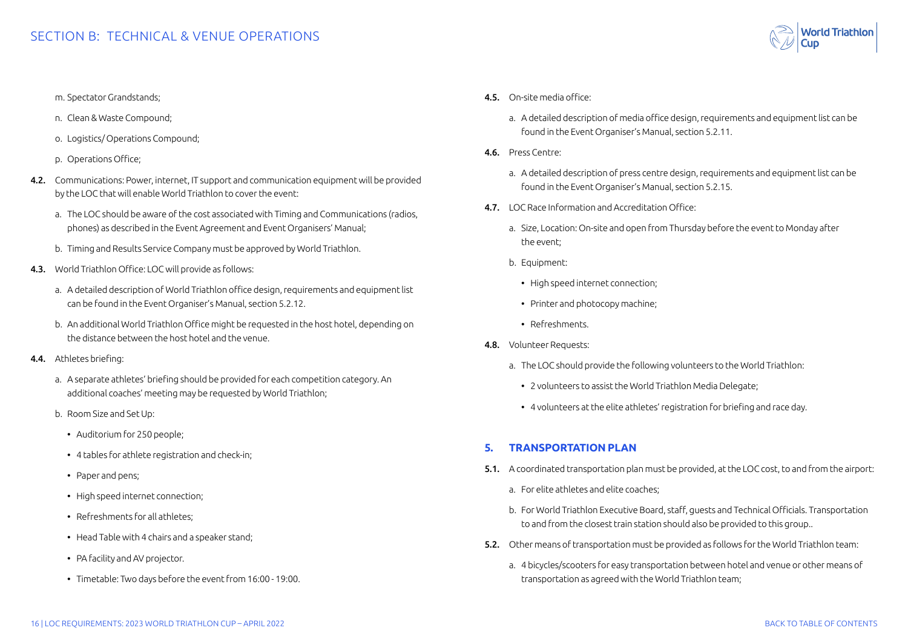m. Spectator Grandstands;

n. Clean & Waste Compound;

o. Logistics/ Operations Compound;

p. Operations Office;

**4.2.** Communications: Power, internet, IT support and communication equipment will be provided by the LOC that will enable World Triathlon to cover the event:

a. The LOC should be aware of the cost associated with Timing and Communications (radios, phones) as described in the Event Agreement and Event Organisers' Manual;

b. Timing and Results Service Company must be approved by World Triathlon.

**4.3.** World Triathlon Office: LOC will provide as follows:

a. A detailed description of World Triathlon office design, requirements and equipment list can be found in the Event Organiser's Manual, section 5.2.12.

b. An additional World Triathlon Office might be requested in the host hotel, depending on the distance between the host hotel and the venue.

**4.4.** Athletes briefing:

a. A separate athletes' briefing should be provided for each competition category. An additional coaches' meeting may be requested by World Triathlon;

b. Room Size and Set Up:

- Auditorium for 250 people;
- 4 tables for athlete registration and check-in;
- Paper and pens;
- High speed internet connection;
- Refreshments for all athletes;
- Head Table with 4 chairs and a speaker stand;
- PA facility and AV projector.
- Timetable: Two days before the event from 16:00 - 19:00.

**4.5.** On-site media office:

a. A detailed description of media office design, requirements and equipment list can be found in the Event Organiser's Manual, section 5.2.11.

**4.6.** Press Centre:

a. A detailed description of press centre design, requirements and equipment list can be found in the Event Organiser's Manual, section 5.2.15.

**4.7.** LOC Race Information and Accreditation Office:

a. Size, Location: On-site and open from Thursday before the event to Monday after the event;

b. Equipment:

- High speed internet connection;
- Printer and photocopy machine;
- Refreshments.

**4.8.** Volunteer Requests:

a. The LOC should provide the following volunteers to the World Triathlon:

- 2 volunteers to assist the World Triathlon Media Delegate;
- 4 volunteers at the elite athletes' registration for briefing and race day.

## 5. TRANSPORTATION PLAN

**5.1.** A coordinated transportation plan must be provided, at the LOC cost, to and from the airport:

a. For elite athletes and elite coaches;

b. For World Triathlon Executive Board, staff, guests and Technical Officials. Transportation to and from the closest train station should also be provided to this group..

**5.2.** Other means of transportation must be provided as follows for the World Triathlon team:

a. 4 bicycles/scooters for easy transportation between hotel and venue or other means of transportation as agreed with the World Triathlon team;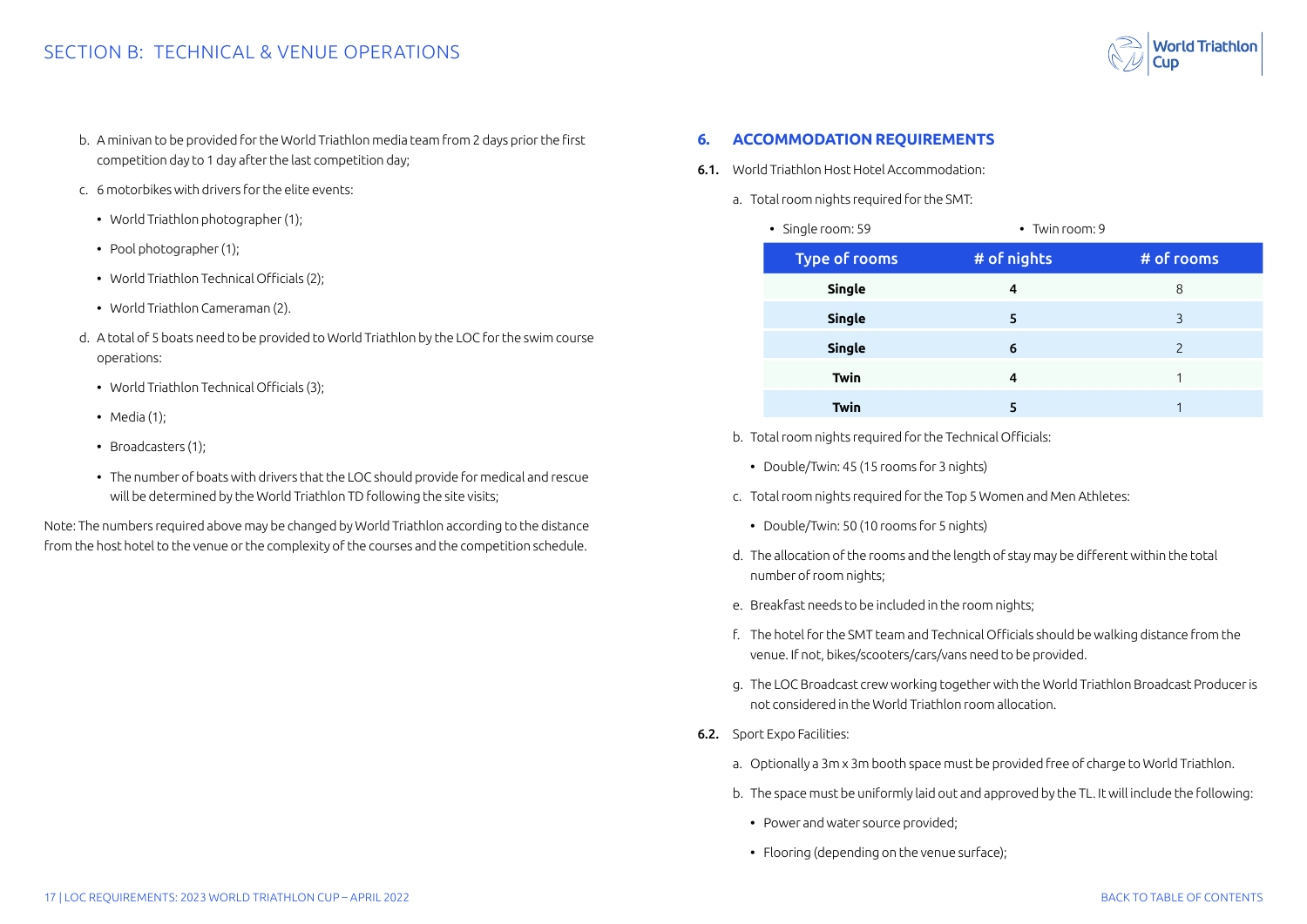b. A minivan to be provided for the World Triathlon media team from 2 days prior the first competition day to 1 day after the last competition day;

c. 6 motorbikes with drivers for the elite events:

- World Triathlon photographer (1);
- Pool photographer (1);
- World Triathlon Technical Officials (2);
- World Triathlon Cameraman (2).

d. A total of 5 boats need to be provided to World Triathlon by the LOC for the swim course operations:

- World Triathlon Technical Officials (3);
- Media (1);
- Broadcasters (1);
- The number of boats with drivers that the LOC should provide for medical and rescue will be determined by the World Triathlon TD following the site visits;

Note: The numbers required above may be changed by World Triathlon according to the distance from the host hotel to the venue or the complexity of the courses and the competition schedule.

## 6. ACCOMMODATION REQUIREMENTS

**6.1.** World Triathlon Host Hotel Accommodation:

a. Total room nights required for the SMT:

- Single room: 59
- Twin room: 9

| Type of rooms | # of nights | # of rooms |
|---|---|---|
| **Single** | **4** | 8 |
| **Single** | **5** | 3 |
| **Single** | **6** | 2 |
| **Twin** | **4** | 1 |
| **Twin** | **5** | 1 |

b. Total room nights required for the Technical Officials:

- Double/Twin: 45 (15 rooms for 3 nights)

c. Total room nights required for the Top 5 Women and Men Athletes:

- Double/Twin: 50 (10 rooms for 5 nights)

d. The allocation of the rooms and the length of stay may be different within the total number of room nights;

e. Breakfast needs to be included in the room nights;

f. The hotel for the SMT team and Technical Officials should be walking distance from the venue. If not, bikes/scooters/cars/vans need to be provided.

g. The LOC Broadcast crew working together with the World Triathlon Broadcast Producer is not considered in the World Triathlon room allocation.

**6.2.** Sport Expo Facilities:

a. Optionally a 3m x 3m booth space must be provided free of charge to World Triathlon.

b. The space must be uniformly laid out and approved by the TL. It will include the following:

- Power and water source provided;
- Flooring (depending on the venue surface);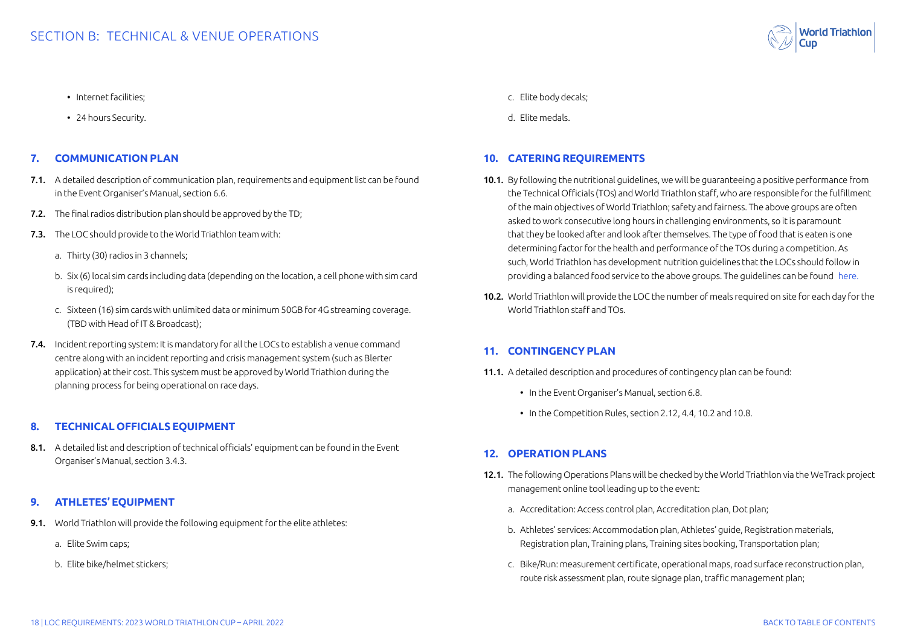- Internet facilities;
- 24 hours Security.

## 7. COMMUNICATION PLAN

**7.1.** A detailed description of communication plan, requirements and equipment list can be found in the Event Organiser's Manual, section 6.6.

**7.2.** The final radios distribution plan should be approved by the TD;

**7.3.** The LOC should provide to the World Triathlon team with:

a. Thirty (30) radios in 3 channels;

b. Six (6) local sim cards including data (depending on the location, a cell phone with sim card is required);

c. Sixteen (16) sim cards with unlimited data or minimum 50GB for 4G streaming coverage. (TBD with Head of IT & Broadcast);

**7.4.** Incident reporting system: It is mandatory for all the LOCs to establish a venue command centre along with an incident reporting and crisis management system (such as Blerter application) at their cost. This system must be approved by World Triathlon during the planning process for being operational on race days.

## 8. TECHNICAL OFFICIALS EQUIPMENT

**8.1.** A detailed list and description of technical officials' equipment can be found in the Event Organiser's Manual, section 3.4.3.

## 9. ATHLETES' EQUIPMENT

**9.1.** World Triathlon will provide the following equipment for the elite athletes:

a. Elite Swim caps;

b. Elite bike/helmet stickers;

c. Elite body decals;

d. Elite medals.

## 10. CATERING REQUIREMENTS

**10.1.** By following the nutritional guidelines, we will be guaranteeing a positive performance from the Technical Officials (TOs) and World Triathlon staff, who are responsible for the fulfillment of the main objectives of World Triathlon; safety and fairness. The above groups are often asked to work consecutive long hours in challenging environments, so it is paramount that they be looked after and look after themselves. The type of food that is eaten is one determining factor for the health and performance of the TOs during a competition. As such, World Triathlon has development nutrition guidelines that the LOCs should follow in providing a balanced food service to the above groups. The guidelines can be found here.

**10.2.** World Triathlon will provide the LOC the number of meals required on site for each day for the World Triathlon staff and TOs.

## 11. CONTINGENCY PLAN

**11.1.** A detailed description and procedures of contingency plan can be found:

- In the Event Organiser's Manual, section 6.8.
- In the Competition Rules, section 2.12, 4.4, 10.2 and 10.8.

## 12. OPERATION PLANS

**12.1.** The following Operations Plans will be checked by the World Triathlon via the WeTrack project management online tool leading up to the event:

a. Accreditation: Access control plan, Accreditation plan, Dot plan;

b. Athletes' services: Accommodation plan, Athletes' guide, Registration materials, Registration plan, Training plans, Training sites booking, Transportation plan;

c. Bike/Run: measurement certificate, operational maps, road surface reconstruction plan, route risk assessment plan, route signage plan, traffic management plan;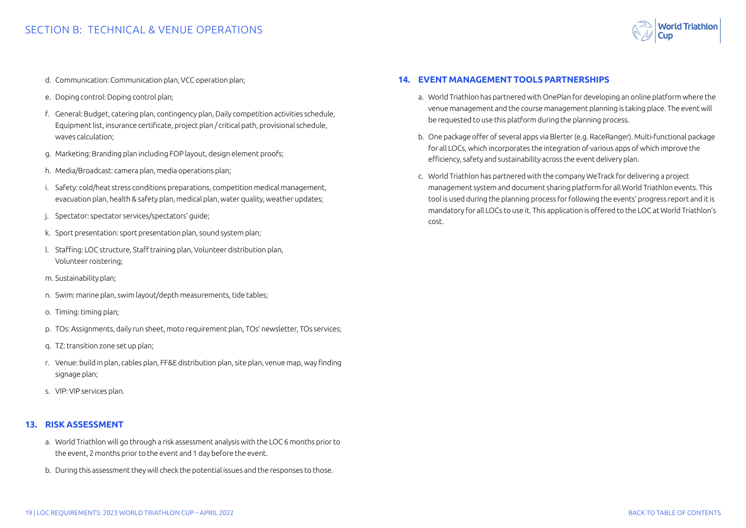d. Communication: Communication plan, VCC operation plan;

e. Doping control: Doping control plan;

f. General: Budget, catering plan, contingency plan, Daily competition activities schedule, Equipment list, insurance certificate, project plan / critical path, provisional schedule, waves calculation;

g. Marketing: Branding plan including FOP layout, design element proofs;

h. Media/Broadcast: camera plan, media operations plan;

i. Safety: cold/heat stress conditions preparations, competition medical management, evacuation plan, health & safety plan, medical plan, water quality, weather updates;

j. Spectator: spectator services/spectators' guide;

k. Sport presentation: sport presentation plan, sound system plan;

l. Staffing: LOC structure, Staff training plan, Volunteer distribution plan, Volunteer roistering;

m. Sustainability plan;

n. Swim: marine plan, swim layout/depth measurements, tide tables;

o. Timing: timing plan;

p. TOs: Assignments, daily run sheet, moto requirement plan, TOs' newsletter, TOs services;

q. TZ: transition zone set up plan;

r. Venue: build in plan, cables plan, FF&E distribution plan, site plan, venue map, way finding signage plan;

s. VIP: VIP services plan.

## 13. RISK ASSESSMENT

a. World Triathlon will go through a risk assessment analysis with the LOC 6 months prior to the event, 2 months prior to the event and 1 day before the event.

b. During this assessment they will check the potential issues and the responses to those.

## 14. EVENT MANAGEMENT TOOLS PARTNERSHIPS

a. World Triathlon has partnered with OnePlan for developing an online platform where the venue management and the course management planning is taking place. The event will be requested to use this platform during the planning process.

b. One package offer of several apps via Blerter (e.g. RaceRanger). Multi-functional package for all LOCs, which incorporates the integration of various apps of which improve the efficiency, safety and sustainability across the event delivery plan.

c. World Triathlon has partnered with the company WeTrack for delivering a project management system and document sharing platform for all World Triathlon events. This tool is used during the planning process for following the events' progress report and it is mandatory for all LOCs to use it. This application is offered to the LOC at World Triathlon's cost.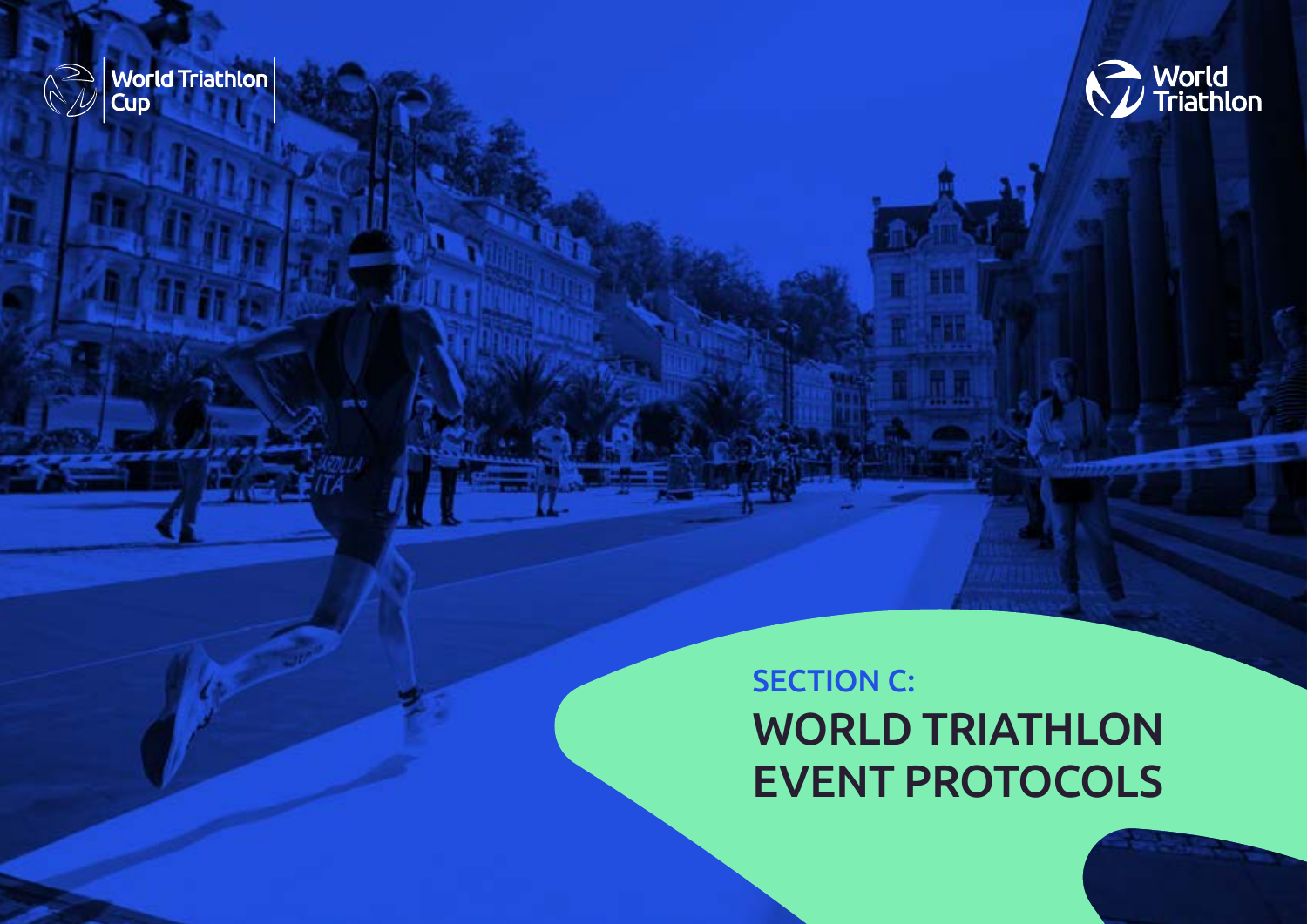# SECTION C:
# WORLD TRIATHLON EVENT PROTOCOLS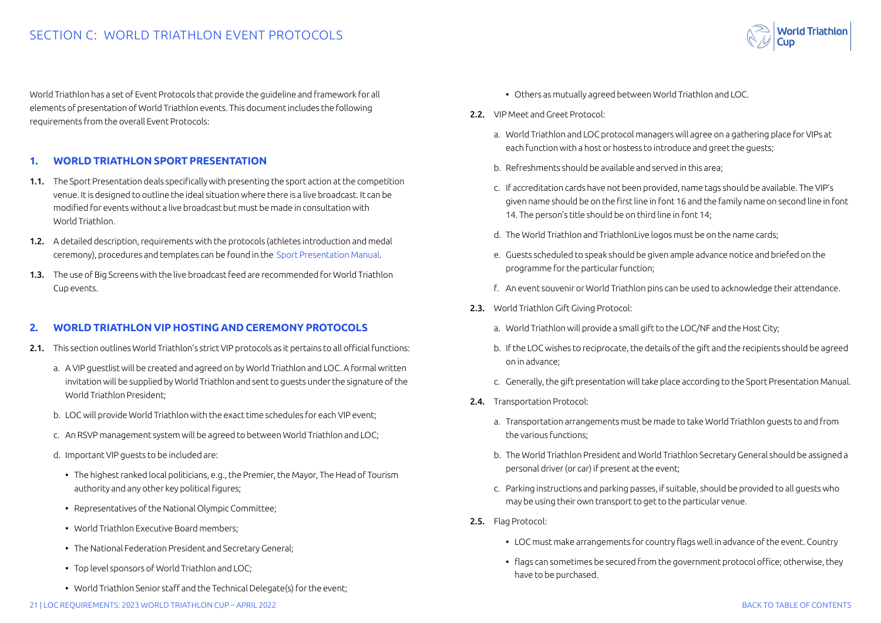# SECTION C: WORLD TRIATHLON EVENT PROTOCOLS

World Triathlon has a set of Event Protocols that provide the guideline and framework for all elements of presentation of World Triathlon events. This document includes the following requirements from the overall Event Protocols:

## 1. WORLD TRIATHLON SPORT PRESENTATION

**1.1.** The Sport Presentation deals specifically with presenting the sport action at the competition venue. It is designed to outline the ideal situation where there is a live broadcast. It can be modified for events without a live broadcast but must be made in consultation with World Triathlon.

**1.2.** A detailed description, requirements with the protocols (athletes introduction and medal ceremony), procedures and templates can be found in the Sport Presentation Manual.

**1.3.** The use of Big Screens with the live broadcast feed are recommended for World Triathlon Cup events.

## 2. WORLD TRIATHLON VIP HOSTING AND CEREMONY PROTOCOLS

**2.1.** This section outlines World Triathlon's strict VIP protocols as it pertains to all official functions:

a. A VIP guestlist will be created and agreed on by World Triathlon and LOC. A formal written invitation will be supplied by World Triathlon and sent to guests under the signature of the World Triathlon President;

b. LOC will provide World Triathlon with the exact time schedules for each VIP event;

c. An RSVP management system will be agreed to between World Triathlon and LOC;

d. Important VIP guests to be included are:

- The highest ranked local politicians, e.g., the Premier, the Mayor, The Head of Tourism authority and any other key political figures;
- Representatives of the National Olympic Committee;
- World Triathlon Executive Board members;
- The National Federation President and Secretary General;
- Top level sponsors of World Triathlon and LOC;
- World Triathlon Senior staff and the Technical Delegate(s) for the event;
- Others as mutually agreed between World Triathlon and LOC.

**2.2.** VIP Meet and Greet Protocol:

a. World Triathlon and LOC protocol managers will agree on a gathering place for VIPs at each function with a host or hostess to introduce and greet the guests;

b. Refreshments should be available and served in this area;

c. If accreditation cards have not been provided, name tags should be available. The VIP's given name should be on the first line in font 16 and the family name on second line in font 14. The person's title should be on third line in font 14;

d. The World Triathlon and TriathlonLive logos must be on the name cards;

e. Guests scheduled to speak should be given ample advance notice and briefed on the programme for the particular function;

f. An event souvenir or World Triathlon pins can be used to acknowledge their attendance.

**2.3.** World Triathlon Gift Giving Protocol:

a. World Triathlon will provide a small gift to the LOC/NF and the Host City;

b. If the LOC wishes to reciprocate, the details of the gift and the recipients should be agreed on in advance;

c. Generally, the gift presentation will take place according to the Sport Presentation Manual.

**2.4.** Transportation Protocol:

a. Transportation arrangements must be made to take World Triathlon guests to and from the various functions;

b. The World Triathlon President and World Triathlon Secretary General should be assigned a personal driver (or car) if present at the event;

c. Parking instructions and parking passes, if suitable, should be provided to all guests who may be using their own transport to get to the particular venue.

**2.5.** Flag Protocol:

- LOC must make arrangements for country flags well in advance of the event. Country
- flags can sometimes be secured from the government protocol office; otherwise, they have to be purchased.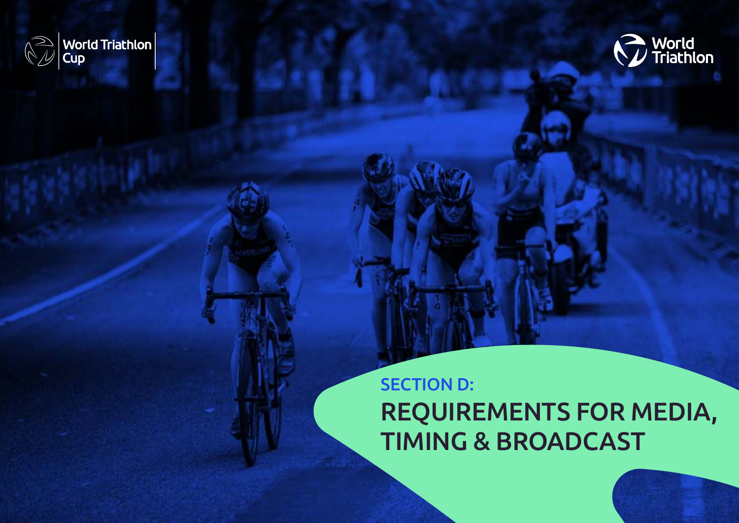# SECTION D:

# REQUIREMENTS FOR MEDIA, TIMING & BROADCAST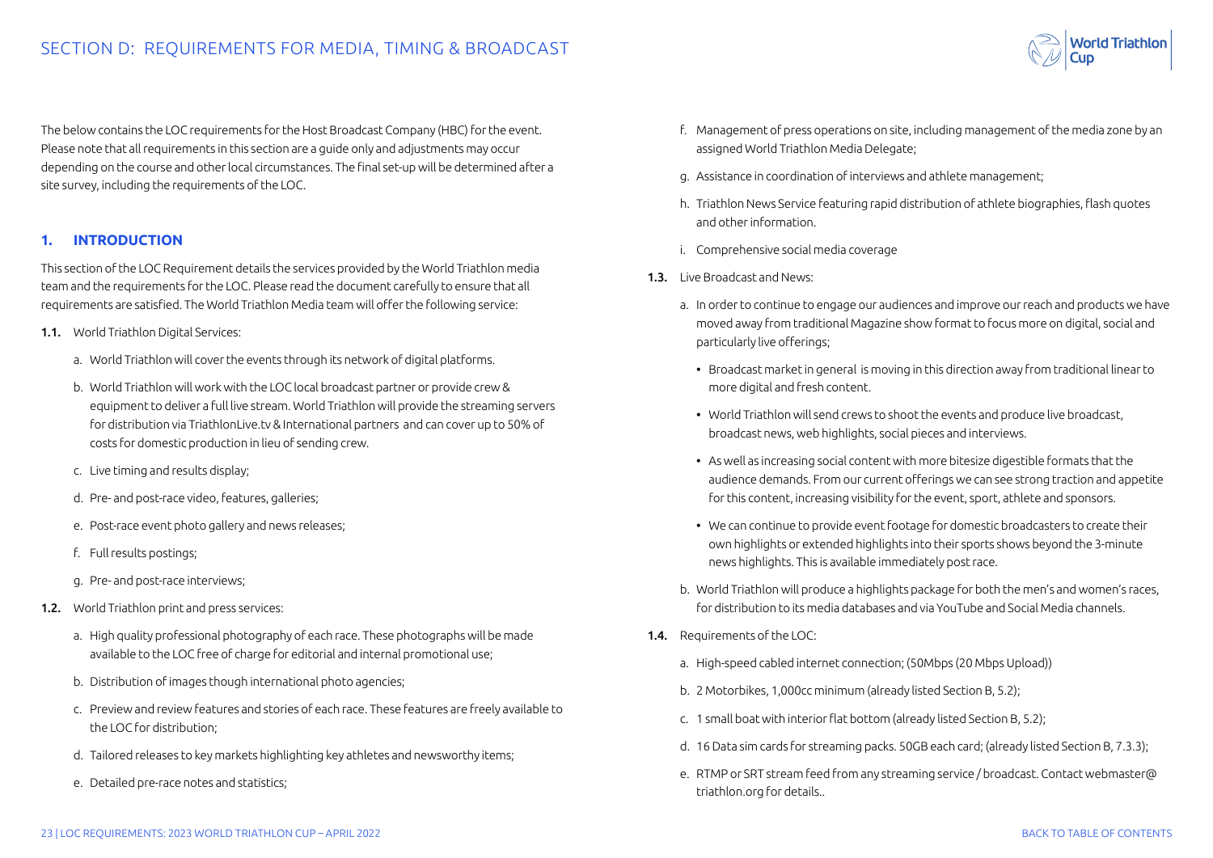# SECTION D: REQUIREMENTS FOR MEDIA, TIMING & BROADCAST

The below contains the LOC requirements for the Host Broadcast Company (HBC) for the event. Please note that all requirements in this section are a guide only and adjustments may occur depending on the course and other local circumstances. The final set-up will be determined after a site survey, including the requirements of the LOC.

## 1. INTRODUCTION

This section of the LOC Requirement details the services provided by the World Triathlon media team and the requirements for the LOC. Please read the document carefully to ensure that all requirements are satisfied. The World Triathlon Media team will offer the following service:

**1.1.** World Triathlon Digital Services:

a. World Triathlon will cover the events through its network of digital platforms.

b. World Triathlon will work with the LOC local broadcast partner or provide crew & equipment to deliver a full live stream. World Triathlon will provide the streaming servers for distribution via TriathlonLive.tv & International partners and can cover up to 50% of costs for domestic production in lieu of sending crew.

c. Live timing and results display;

d. Pre- and post-race video, features, galleries;

e. Post-race event photo gallery and news releases;

f. Full results postings;

g. Pre- and post-race interviews;

**1.2.** World Triathlon print and press services:

a. High quality professional photography of each race. These photographs will be made available to the LOC free of charge for editorial and internal promotional use;

b. Distribution of images though international photo agencies;

c. Preview and review features and stories of each race. These features are freely available to the LOC for distribution;

d. Tailored releases to key markets highlighting key athletes and newsworthy items;

e. Detailed pre-race notes and statistics;

f. Management of press operations on site, including management of the media zone by an assigned World Triathlon Media Delegate;

g. Assistance in coordination of interviews and athlete management;

h. Triathlon News Service featuring rapid distribution of athlete biographies, flash quotes and other information.

i. Comprehensive social media coverage

**1.3.** Live Broadcast and News:

a. In order to continue to engage our audiences and improve our reach and products we have moved away from traditional Magazine show format to focus more on digital, social and particularly live offerings;

- Broadcast market in general is moving in this direction away from traditional linear to more digital and fresh content.
- World Triathlon will send crews to shoot the events and produce live broadcast, broadcast news, web highlights, social pieces and interviews.
- As well as increasing social content with more bitesize digestible formats that the audience demands. From our current offerings we can see strong traction and appetite for this content, increasing visibility for the event, sport, athlete and sponsors.
- We can continue to provide event footage for domestic broadcasters to create their own highlights or extended highlights into their sports shows beyond the 3-minute news highlights. This is available immediately post race.

b. World Triathlon will produce a highlights package for both the men's and women's races, for distribution to its media databases and via YouTube and Social Media channels.

**1.4.** Requirements of the LOC:

a. High-speed cabled internet connection; (50Mbps (20 Mbps Upload))

b. 2 Motorbikes, 1,000cc minimum (already listed Section B, 5.2);

c. 1 small boat with interior flat bottom (already listed Section B, 5.2);

d. 16 Data sim cards for streaming packs. 50GB each card; (already listed Section B, 7.3.3);

e. RTMP or SRT stream feed from any streaming service / broadcast. Contact webmaster@triathlon.org for details..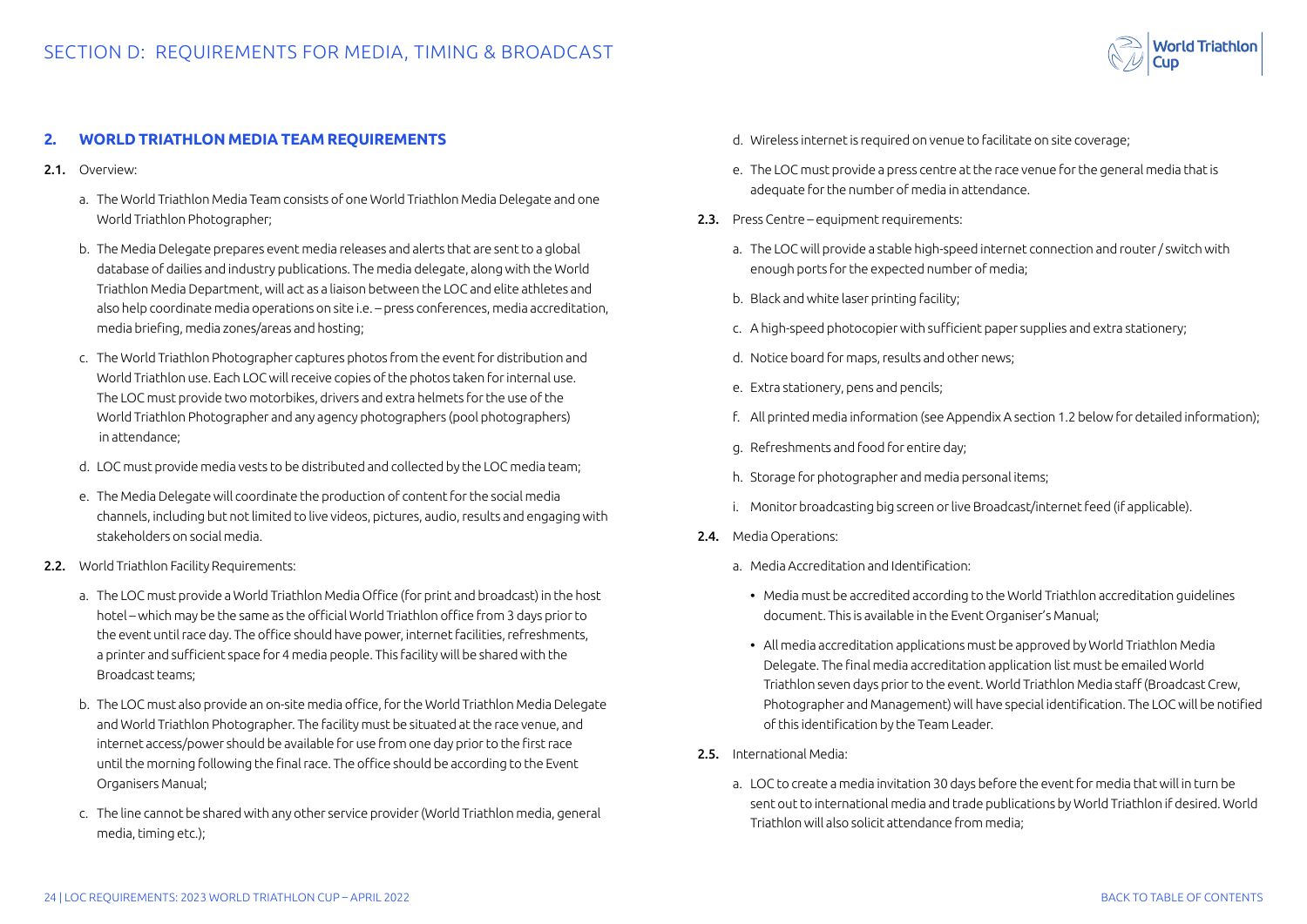## 2. WORLD TRIATHLON MEDIA TEAM REQUIREMENTS

**2.1.** Overview:

a. The World Triathlon Media Team consists of one World Triathlon Media Delegate and one World Triathlon Photographer;

b. The Media Delegate prepares event media releases and alerts that are sent to a global database of dailies and industry publications. The media delegate, along with the World Triathlon Media Department, will act as a liaison between the LOC and elite athletes and also help coordinate media operations on site i.e. – press conferences, media accreditation, media briefing, media zones/areas and hosting;

c. The World Triathlon Photographer captures photos from the event for distribution and World Triathlon use. Each LOC will receive copies of the photos taken for internal use. The LOC must provide two motorbikes, drivers and extra helmets for the use of the World Triathlon Photographer and any agency photographers (pool photographers) in attendance;

d. LOC must provide media vests to be distributed and collected by the LOC media team;

e. The Media Delegate will coordinate the production of content for the social media channels, including but not limited to live videos, pictures, audio, results and engaging with stakeholders on social media.

**2.2.** World Triathlon Facility Requirements:

a. The LOC must provide a World Triathlon Media Office (for print and broadcast) in the host hotel – which may be the same as the official World Triathlon office from 3 days prior to the event until race day. The office should have power, internet facilities, refreshments, a printer and sufficient space for 4 media people. This facility will be shared with the Broadcast teams;

b. The LOC must also provide an on-site media office, for the World Triathlon Media Delegate and World Triathlon Photographer. The facility must be situated at the race venue, and internet access/power should be available for use from one day prior to the first race until the morning following the final race. The office should be according to the Event Organisers Manual;

c. The line cannot be shared with any other service provider (World Triathlon media, general media, timing etc.);

d. Wireless internet is required on venue to facilitate on site coverage;

e. The LOC must provide a press centre at the race venue for the general media that is adequate for the number of media in attendance.

**2.3.** Press Centre – equipment requirements:

a. The LOC will provide a stable high-speed internet connection and router / switch with enough ports for the expected number of media;

b. Black and white laser printing facility;

c. A high-speed photocopier with sufficient paper supplies and extra stationery;

d. Notice board for maps, results and other news;

e. Extra stationery, pens and pencils;

f. All printed media information (see Appendix A section 1.2 below for detailed information);

g. Refreshments and food for entire day;

h. Storage for photographer and media personal items;

i. Monitor broadcasting big screen or live Broadcast/internet feed (if applicable).

**2.4.** Media Operations:

a. Media Accreditation and Identification:

- Media must be accredited according to the World Triathlon accreditation guidelines document. This is available in the Event Organiser's Manual;
- All media accreditation applications must be approved by World Triathlon Media Delegate. The final media accreditation application list must be emailed World Triathlon seven days prior to the event. World Triathlon Media staff (Broadcast Crew, Photographer and Management) will have special identification. The LOC will be notified of this identification by the Team Leader.

**2.5.** International Media:

a. LOC to create a media invitation 30 days before the event for media that will in turn be sent out to international media and trade publications by World Triathlon if desired. World Triathlon will also solicit attendance from media;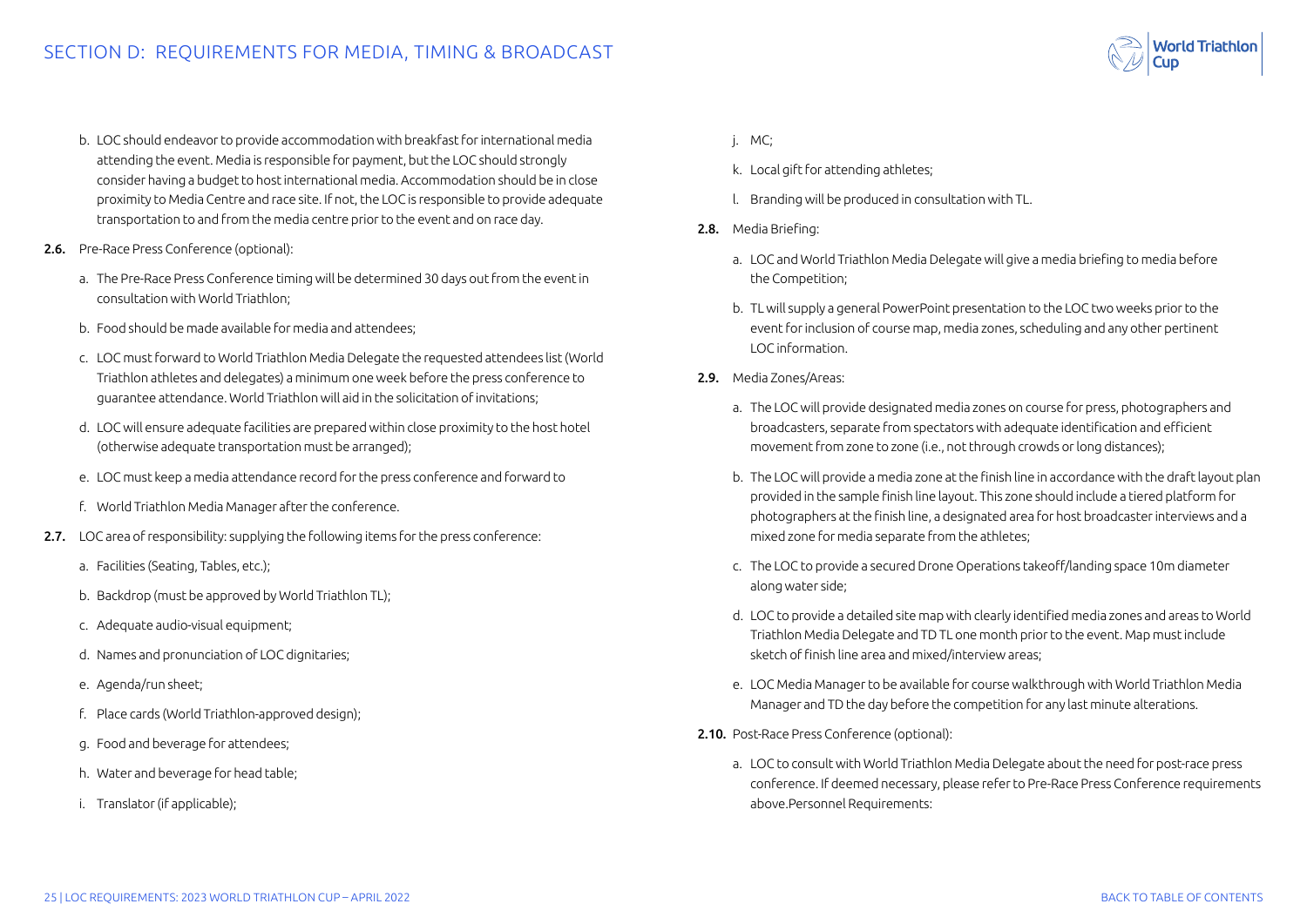b. LOC should endeavor to provide accommodation with breakfast for international media attending the event. Media is responsible for payment, but the LOC should strongly consider having a budget to host international media. Accommodation should be in close proximity to Media Centre and race site. If not, the LOC is responsible to provide adequate transportation to and from the media centre prior to the event and on race day.

**2.6.** Pre-Race Press Conference (optional):

a. The Pre-Race Press Conference timing will be determined 30 days out from the event in consultation with World Triathlon;

b. Food should be made available for media and attendees;

c. LOC must forward to World Triathlon Media Delegate the requested attendees list (World Triathlon athletes and delegates) a minimum one week before the press conference to guarantee attendance. World Triathlon will aid in the solicitation of invitations;

d. LOC will ensure adequate facilities are prepared within close proximity to the host hotel (otherwise adequate transportation must be arranged);

e. LOC must keep a media attendance record for the press conference and forward to

f. World Triathlon Media Manager after the conference.

**2.7.** LOC area of responsibility: supplying the following items for the press conference:

a. Facilities (Seating, Tables, etc.);

b. Backdrop (must be approved by World Triathlon TL);

c. Adequate audio-visual equipment;

d. Names and pronunciation of LOC dignitaries;

e. Agenda/run sheet;

f. Place cards (World Triathlon-approved design);

g. Food and beverage for attendees;

h. Water and beverage for head table;

i. Translator (if applicable);

j. MC;

k. Local gift for attending athletes;

l. Branding will be produced in consultation with TL.

**2.8.** Media Briefing:

a. LOC and World Triathlon Media Delegate will give a media briefing to media before the Competition;

b. TL will supply a general PowerPoint presentation to the LOC two weeks prior to the event for inclusion of course map, media zones, scheduling and any other pertinent LOC information.

**2.9.** Media Zones/Areas:

a. The LOC will provide designated media zones on course for press, photographers and broadcasters, separate from spectators with adequate identification and efficient movement from zone to zone (i.e., not through crowds or long distances);

b. The LOC will provide a media zone at the finish line in accordance with the draft layout plan provided in the sample finish line layout. This zone should include a tiered platform for photographers at the finish line, a designated area for host broadcaster interviews and a mixed zone for media separate from the athletes;

c. The LOC to provide a secured Drone Operations takeoff/landing space 10m diameter along water side;

d. LOC to provide a detailed site map with clearly identified media zones and areas to World Triathlon Media Delegate and TD TL one month prior to the event. Map must include sketch of finish line area and mixed/interview areas;

e. LOC Media Manager to be available for course walkthrough with World Triathlon Media Manager and TD the day before the competition for any last minute alterations.

**2.10.** Post-Race Press Conference (optional):

a. LOC to consult with World Triathlon Media Delegate about the need for post-race press conference. If deemed necessary, please refer to Pre-Race Press Conference requirements above.Personnel Requirements: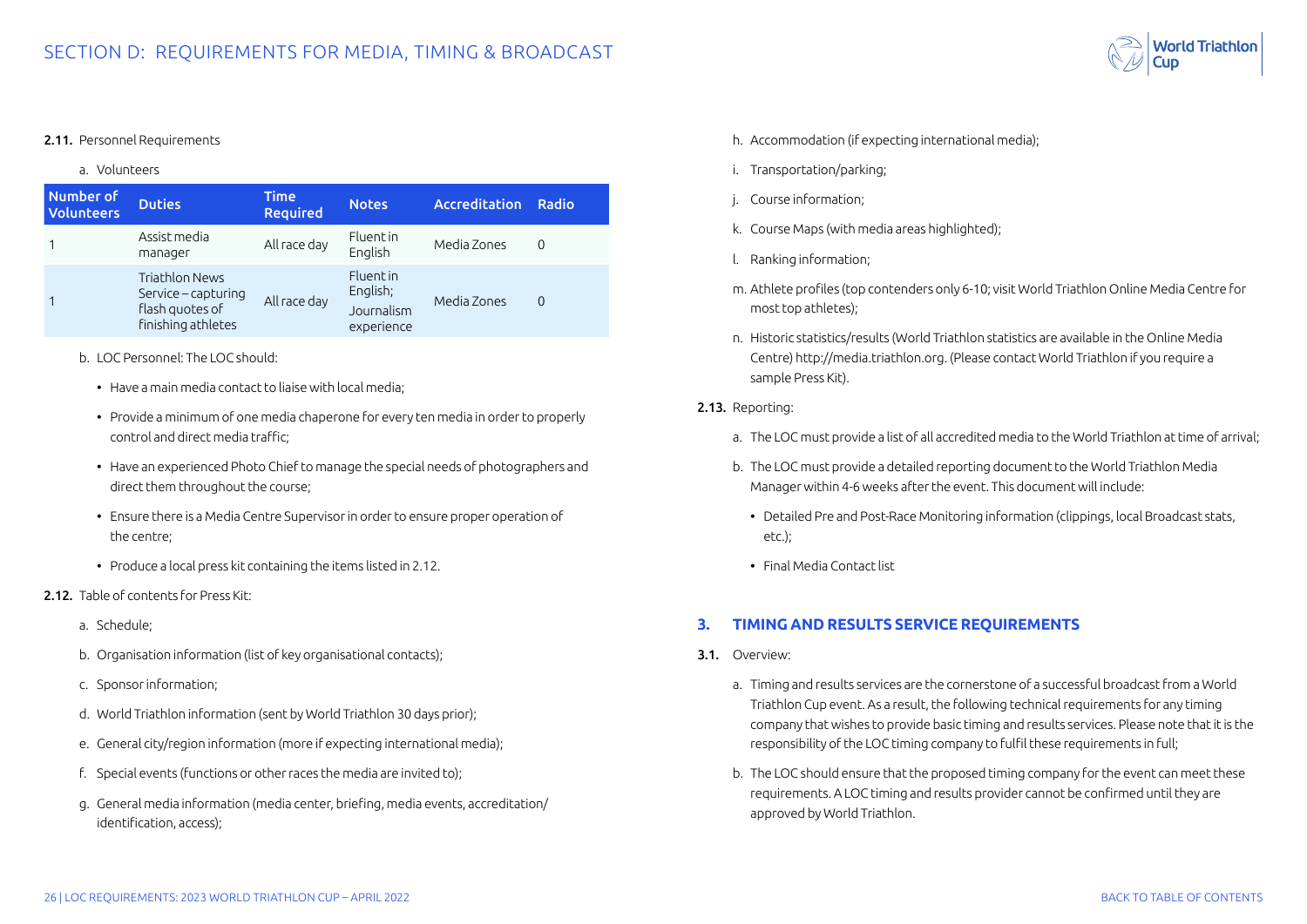**2.11.** Personnel Requirements

a. Volunteers

| Number of Volunteers | Duties | Time Required | Notes | Accreditation | Radio |
|---|---|---|---|---|---|
| 1 | Assist media manager | All race day | Fluent in English | Media Zones | 0 |
| 1 | Triathlon News Service – capturing flash quotes of finishing athletes | All race day | Fluent in English; Journalism experience | Media Zones | 0 |

b. LOC Personnel: The LOC should:

- Have a main media contact to liaise with local media;
- Provide a minimum of one media chaperone for every ten media in order to properly control and direct media traffic;
- Have an experienced Photo Chief to manage the special needs of photographers and direct them throughout the course;
- Ensure there is a Media Centre Supervisor in order to ensure proper operation of the centre;
- Produce a local press kit containing the items listed in 2.12.

**2.12.** Table of contents for Press Kit:

a. Schedule;

b. Organisation information (list of key organisational contacts);

c. Sponsor information;

d. World Triathlon information (sent by World Triathlon 30 days prior);

e. General city/region information (more if expecting international media);

f. Special events (functions or other races the media are invited to);

g. General media information (media center, briefing, media events, accreditation/identification, access);

h. Accommodation (if expecting international media);

i. Transportation/parking;

j. Course information;

k. Course Maps (with media areas highlighted);

l. Ranking information;

m. Athlete profiles (top contenders only 6-10; visit World Triathlon Online Media Centre for most top athletes);

n. Historic statistics/results (World Triathlon statistics are available in the Online Media Centre) http://media.triathlon.org. (Please contact World Triathlon if you require a sample Press Kit).

**2.13.** Reporting:

a. The LOC must provide a list of all accredited media to the World Triathlon at time of arrival;

b. The LOC must provide a detailed reporting document to the World Triathlon Media Manager within 4-6 weeks after the event. This document will include:

- Detailed Pre and Post-Race Monitoring information (clippings, local Broadcast stats, etc.);
- Final Media Contact list

## 3. TIMING AND RESULTS SERVICE REQUIREMENTS

**3.1.** Overview:

a. Timing and results services are the cornerstone of a successful broadcast from a World Triathlon Cup event. As a result, the following technical requirements for any timing company that wishes to provide basic timing and results services. Please note that it is the responsibility of the LOC timing company to fulfil these requirements in full;

b. The LOC should ensure that the proposed timing company for the event can meet these requirements. A LOC timing and results provider cannot be confirmed until they are approved by World Triathlon.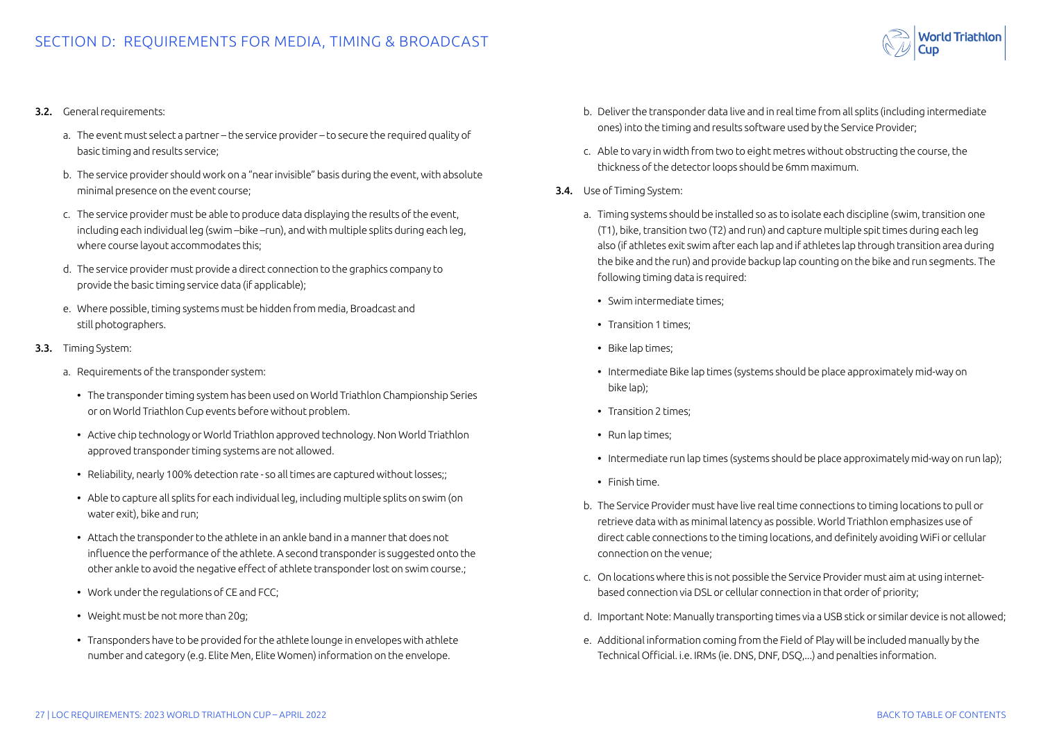**3.2.** General requirements:

a. The event must select a partner – the service provider – to secure the required quality of basic timing and results service;

b. The service provider should work on a "near invisible" basis during the event, with absolute minimal presence on the event course;

c. The service provider must be able to produce data displaying the results of the event, including each individual leg (swim –bike –run), and with multiple splits during each leg, where course layout accommodates this;

d. The service provider must provide a direct connection to the graphics company to provide the basic timing service data (if applicable);

e. Where possible, timing systems must be hidden from media, Broadcast and still photographers.

**3.3.** Timing System:

a. Requirements of the transponder system:

- The transponder timing system has been used on World Triathlon Championship Series or on World Triathlon Cup events before without problem.
- Active chip technology or World Triathlon approved technology. Non World Triathlon approved transponder timing systems are not allowed.
- Reliability, nearly 100% detection rate - so all times are captured without losses;;
- Able to capture all splits for each individual leg, including multiple splits on swim (on water exit), bike and run;
- Attach the transponder to the athlete in an ankle band in a manner that does not influence the performance of the athlete. A second transponder is suggested onto the other ankle to avoid the negative effect of athlete transponder lost on swim course.;
- Work under the regulations of CE and FCC;
- Weight must be not more than 20g;
- Transponders have to be provided for the athlete lounge in envelopes with athlete number and category (e.g. Elite Men, Elite Women) information on the envelope.

b. Deliver the transponder data live and in real time from all splits (including intermediate ones) into the timing and results software used by the Service Provider;

c. Able to vary in width from two to eight metres without obstructing the course, the thickness of the detector loops should be 6mm maximum.

**3.4.** Use of Timing System:

a. Timing systems should be installed so as to isolate each discipline (swim, transition one (T1), bike, transition two (T2) and run) and capture multiple spit times during each leg also (if athletes exit swim after each lap and if athletes lap through transition area during the bike and the run) and provide backup lap counting on the bike and run segments. The following timing data is required:

- Swim intermediate times;
- Transition 1 times;
- Bike lap times;
- Intermediate Bike lap times (systems should be place approximately mid-way on bike lap);
- Transition 2 times;
- Run lap times;
- Intermediate run lap times (systems should be place approximately mid-way on run lap);
- Finish time.

b. The Service Provider must have live real time connections to timing locations to pull or retrieve data with as minimal latency as possible. World Triathlon emphasizes use of direct cable connections to the timing locations, and definitely avoiding WiFi or cellular connection on the venue;

c. On locations where this is not possible the Service Provider must aim at using internet-based connection via DSL or cellular connection in that order of priority;

d. Important Note: Manually transporting times via a USB stick or similar device is not allowed;

e. Additional information coming from the Field of Play will be included manually by the Technical Official. i.e. IRMs (ie. DNS, DNF, DSQ,...) and penalties information.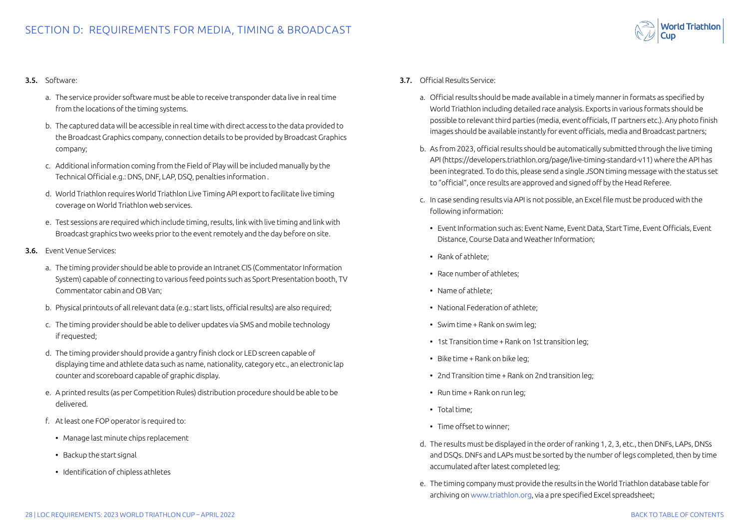# SECTION D: REQUIREMENTS FOR MEDIA, TIMING & BROADCAST

**3.5.** Software:

a. The service provider software must be able to receive transponder data live in real time from the locations of the timing systems.

b. The captured data will be accessible in real time with direct access to the data provided to the Broadcast Graphics company, connection details to be provided by Broadcast Graphics company;

c. Additional information coming from the Field of Play will be included manually by the Technical Official e.g.: DNS, DNF, LAP, DSQ, penalties information .

d. World Triathlon requires World Triathlon Live Timing API export to facilitate live timing coverage on World Triathlon web services.

e. Test sessions are required which include timing, results, link with live timing and link with Broadcast graphics two weeks prior to the event remotely and the day before on site.

**3.6.** Event Venue Services:

a. The timing provider should be able to provide an Intranet CIS (Commentator Information System) capable of connecting to various feed points such as Sport Presentation booth, TV Commentator cabin and OB Van;

b. Physical printouts of all relevant data (e.g.: start lists, official results) are also required;

c. The timing provider should be able to deliver updates via SMS and mobile technology if requested;

d. The timing provider should provide a gantry finish clock or LED screen capable of displaying time and athlete data such as name, nationality, category etc., an electronic lap counter and scoreboard capable of graphic display.

e. A printed results (as per Competition Rules) distribution procedure should be able to be delivered.

f. At least one FOP operator is required to:

- Manage last minute chips replacement
- Backup the start signal
- Identification of chipless athletes

**3.7.** Official Results Service:

a. Official results should be made available in a timely manner in formats as specified by World Triathlon including detailed race analysis. Exports in various formats should be possible to relevant third parties (media, event officials, IT partners etc.). Any photo finish images should be available instantly for event officials, media and Broadcast partners;

b. As from 2023, official results should be automatically submitted through the live timing API (https://developers.triathlon.org/page/live-timing-standard-v11) where the API has been integrated. To do this, please send a single JSON timing message with the status set to "official", once results are approved and signed off by the Head Referee.

c. In case sending results via API is not possible, an Excel file must be produced with the following information:

- Event Information such as: Event Name, Event Data, Start Time, Event Officials, Event Distance, Course Data and Weather Information;
- Rank of athlete;
- Race number of athletes;
- Name of athlete;
- National Federation of athlete;
- Swim time + Rank on swim leg;
- 1st Transition time + Rank on 1st transition leg;
- Bike time + Rank on bike leg;
- 2nd Transition time + Rank on 2nd transition leg;
- Run time + Rank on run leg;
- Total time;
- Time offset to winner;

d. The results must be displayed in the order of ranking 1, 2, 3, etc., then DNFs, LAPs, DNSs and DSQs. DNFs and LAPs must be sorted by the number of legs completed, then by time accumulated after latest completed leg;

e. The timing company must provide the results in the World Triathlon database table for archiving on www.triathlon.org, via a pre specified Excel spreadsheet;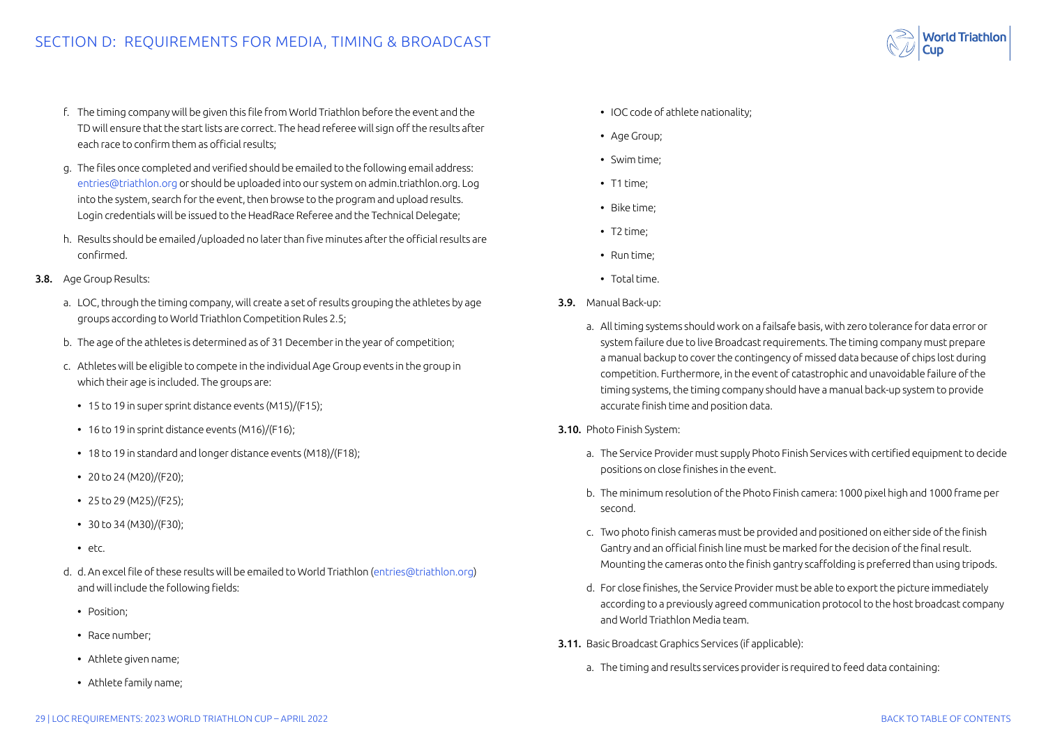f. The timing company will be given this file from World Triathlon before the event and the TD will ensure that the start lists are correct. The head referee will sign off the results after each race to confirm them as official results;

g. The files once completed and verified should be emailed to the following email address: entries@triathlon.org or should be uploaded into our system on admin.triathlon.org. Log into the system, search for the event, then browse to the program and upload results. Login credentials will be issued to the HeadRace Referee and the Technical Delegate;

h. Results should be emailed /uploaded no later than five minutes after the official results are confirmed.

**3.8.** Age Group Results:

a. LOC, through the timing company, will create a set of results grouping the athletes by age groups according to World Triathlon Competition Rules 2.5;

b. The age of the athletes is determined as of 31 December in the year of competition;

c. Athletes will be eligible to compete in the individual Age Group events in the group in which their age is included. The groups are:

- 15 to 19 in super sprint distance events (M15)/(F15);
- 16 to 19 in sprint distance events (M16)/(F16);
- 18 to 19 in standard and longer distance events (M18)/(F18);
- 20 to 24 (M20)/(F20);
- 25 to 29 (M25)/(F25);
- 30 to 34 (M30)/(F30);
- etc.

d. d. An excel file of these results will be emailed to World Triathlon (entries@triathlon.org) and will include the following fields:

- Position;
- Race number;
- Athlete given name;
- Athlete family name;
- IOC code of athlete nationality;
- Age Group;
- Swim time;
- T1 time;
- Bike time;
- T2 time;
- Run time;
- Total time.

**3.9.** Manual Back-up:

a. All timing systems should work on a failsafe basis, with zero tolerance for data error or system failure due to live Broadcast requirements. The timing company must prepare a manual backup to cover the contingency of missed data because of chips lost during competition. Furthermore, in the event of catastrophic and unavoidable failure of the timing systems, the timing company should have a manual back-up system to provide accurate finish time and position data.

**3.10.** Photo Finish System:

a. The Service Provider must supply Photo Finish Services with certified equipment to decide positions on close finishes in the event.

b. The minimum resolution of the Photo Finish camera: 1000 pixel high and 1000 frame per second.

c. Two photo finish cameras must be provided and positioned on either side of the finish Gantry and an official finish line must be marked for the decision of the final result. Mounting the cameras onto the finish gantry scaffolding is preferred than using tripods.

d. For close finishes, the Service Provider must be able to export the picture immediately according to a previously agreed communication protocol to the host broadcast company and World Triathlon Media team.

**3.11.** Basic Broadcast Graphics Services (if applicable):

a. The timing and results services provider is required to feed data containing: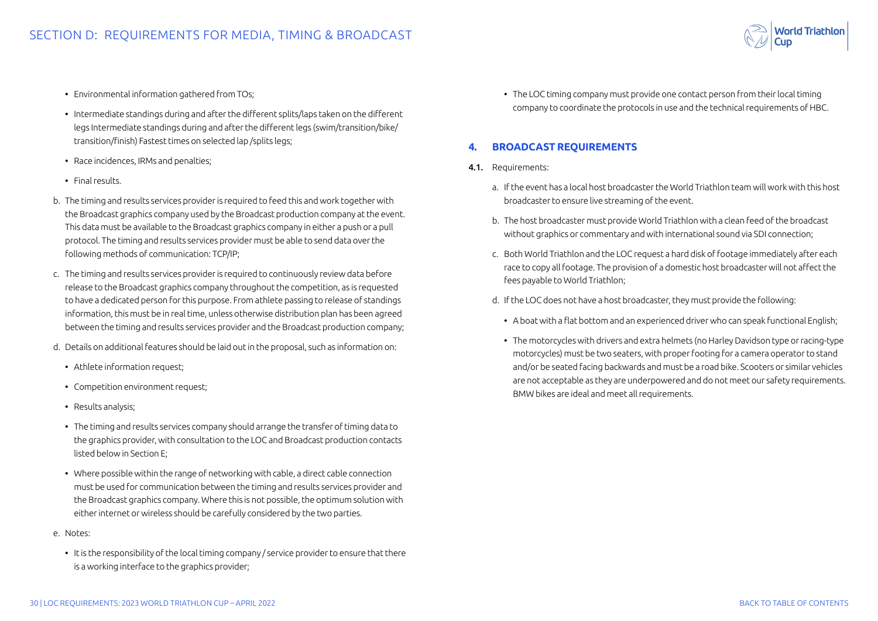- Environmental information gathered from TOs;
- Intermediate standings during and after the different splits/laps taken on the different legs Intermediate standings during and after the different legs (swim/transition/bike/transition/finish) Fastest times on selected lap /splits legs;
- Race incidences, IRMs and penalties;
- Final results.

b. The timing and results services provider is required to feed this and work together with the Broadcast graphics company used by the Broadcast production company at the event. This data must be available to the Broadcast graphics company in either a push or a pull protocol. The timing and results services provider must be able to send data over the following methods of communication: TCP/IP;

c. The timing and results services provider is required to continuously review data before release to the Broadcast graphics company throughout the competition, as is requested to have a dedicated person for this purpose. From athlete passing to release of standings information, this must be in real time, unless otherwise distribution plan has been agreed between the timing and results services provider and the Broadcast production company;

d. Details on additional features should be laid out in the proposal, such as information on:

- Athlete information request;
- Competition environment request;
- Results analysis;
- The timing and results services company should arrange the transfer of timing data to the graphics provider, with consultation to the LOC and Broadcast production contacts listed below in Section E;
- Where possible within the range of networking with cable, a direct cable connection must be used for communication between the timing and results services provider and the Broadcast graphics company. Where this is not possible, the optimum solution with either internet or wireless should be carefully considered by the two parties.

e. Notes:

- It is the responsibility of the local timing company / service provider to ensure that there is a working interface to the graphics provider;
- The LOC timing company must provide one contact person from their local timing company to coordinate the protocols in use and the technical requirements of HBC.

## 4. BROADCAST REQUIREMENTS

**4.1.** Requirements:

a. If the event has a local host broadcaster the World Triathlon team will work with this host broadcaster to ensure live streaming of the event.

b. The host broadcaster must provide World Triathlon with a clean feed of the broadcast without graphics or commentary and with international sound via SDI connection;

c. Both World Triathlon and the LOC request a hard disk of footage immediately after each race to copy all footage. The provision of a domestic host broadcaster will not affect the fees payable to World Triathlon;

d. If the LOC does not have a host broadcaster, they must provide the following:

- A boat with a flat bottom and an experienced driver who can speak functional English;
- The motorcycles with drivers and extra helmets (no Harley Davidson type or racing-type motorcycles) must be two seaters, with proper footing for a camera operator to stand and/or be seated facing backwards and must be a road bike. Scooters or similar vehicles are not acceptable as they are underpowered and do not meet our safety requirements. BMW bikes are ideal and meet all requirements.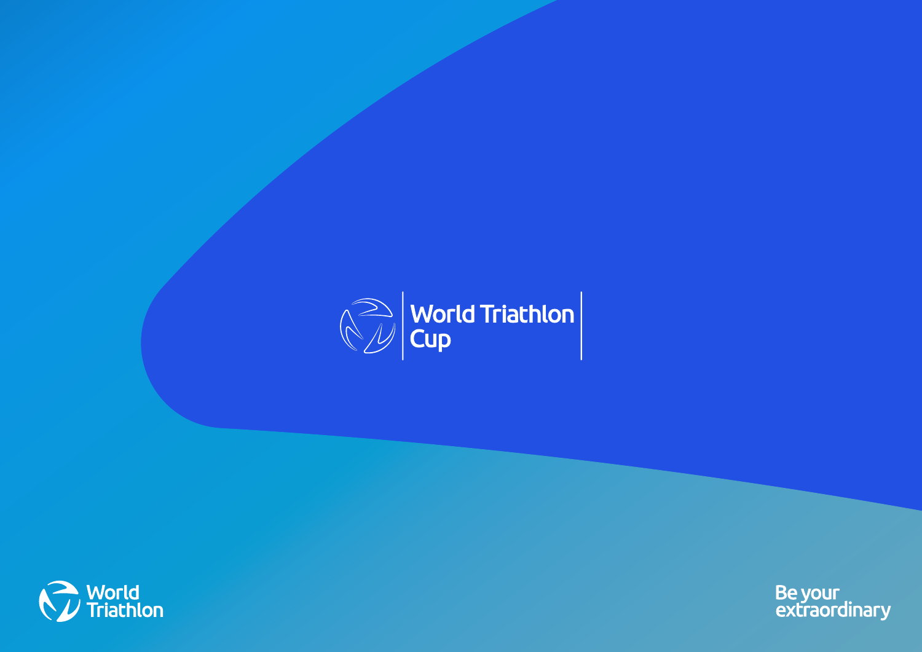World Triathlon Cup

World Triathlon

Be your extraordinary